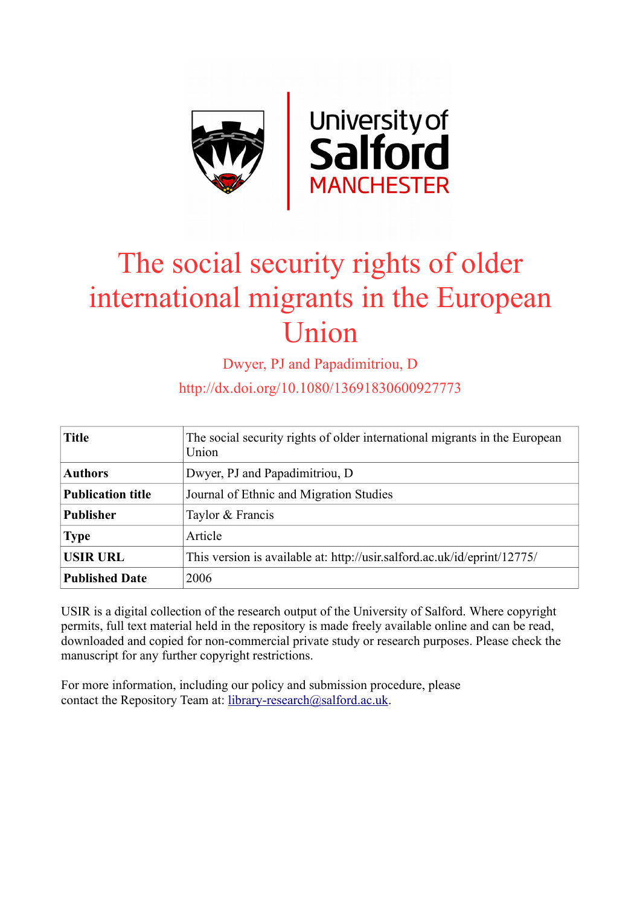# The social security rights of older international migrants in the European Union

Dwyer, PJ and Papadimitriou, D

http://dx.doi.org/10.1080/13691830600927773

| **Title** | The social security rights of older international migrants in the European Union |
|---|---|
| **Authors** | Dwyer, PJ and Papadimitriou, D |
| **Publication title** | Journal of Ethnic and Migration Studies |
| **Publisher** | Taylor & Francis |
| **Type** | Article |
| **USIR URL** | This version is available at: http://usir.salford.ac.uk/id/eprint/12775/ |
| **Published Date** | 2006 |

USIR is a digital collection of the research output of the University of Salford. Where copyright permits, full text material held in the repository is made freely available online and can be read, downloaded and copied for non-commercial private study or research purposes. Please check the manuscript for any further copyright restrictions.

For more information, including our policy and submission procedure, please contact the Repository Team at: library-research@salford.ac.uk.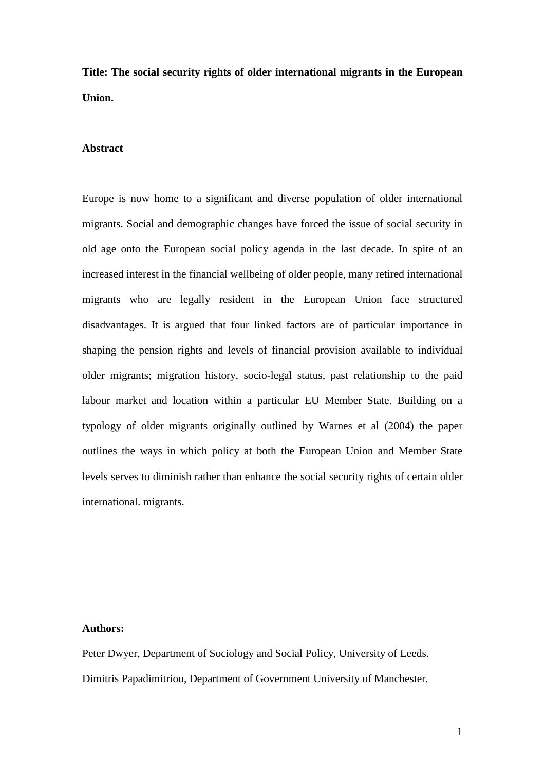**Title: The social security rights of older international migrants in the European Union.**

**Abstract**

Europe is now home to a significant and diverse population of older international migrants. Social and demographic changes have forced the issue of social security in old age onto the European social policy agenda in the last decade. In spite of an increased interest in the financial wellbeing of older people, many retired international migrants who are legally resident in the European Union face structured disadvantages. It is argued that four linked factors are of particular importance in shaping the pension rights and levels of financial provision available to individual older migrants; migration history, socio-legal status, past relationship to the paid labour market and location within a particular EU Member State. Building on a typology of older migrants originally outlined by Warnes et al (2004) the paper outlines the ways in which policy at both the European Union and Member State levels serves to diminish rather than enhance the social security rights of certain older international. migrants.

**Authors:**

Peter Dwyer, Department of Sociology and Social Policy, University of Leeds.

Dimitris Papadimitriou, Department of Government University of Manchester.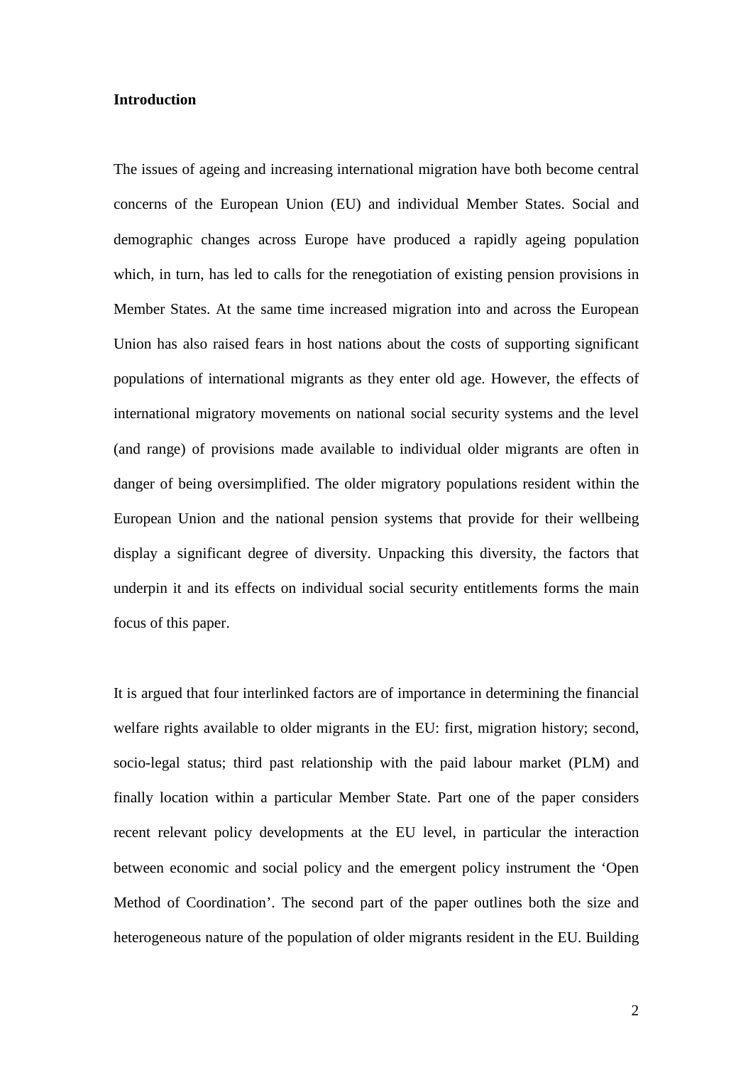**Introduction**

The issues of ageing and increasing international migration have both become central concerns of the European Union (EU) and individual Member States. Social and demographic changes across Europe have produced a rapidly ageing population which, in turn, has led to calls for the renegotiation of existing pension provisions in Member States. At the same time increased migration into and across the European Union has also raised fears in host nations about the costs of supporting significant populations of international migrants as they enter old age. However, the effects of international migratory movements on national social security systems and the level (and range) of provisions made available to individual older migrants are often in danger of being oversimplified. The older migratory populations resident within the European Union and the national pension systems that provide for their wellbeing display a significant degree of diversity. Unpacking this diversity, the factors that underpin it and its effects on individual social security entitlements forms the main focus of this paper.

It is argued that four interlinked factors are of importance in determining the financial welfare rights available to older migrants in the EU: first, migration history; second, socio-legal status; third past relationship with the paid labour market (PLM) and finally location within a particular Member State. Part one of the paper considers recent relevant policy developments at the EU level, in particular the interaction between economic and social policy and the emergent policy instrument the 'Open Method of Coordination'. The second part of the paper outlines both the size and heterogeneous nature of the population of older migrants resident in the EU. Building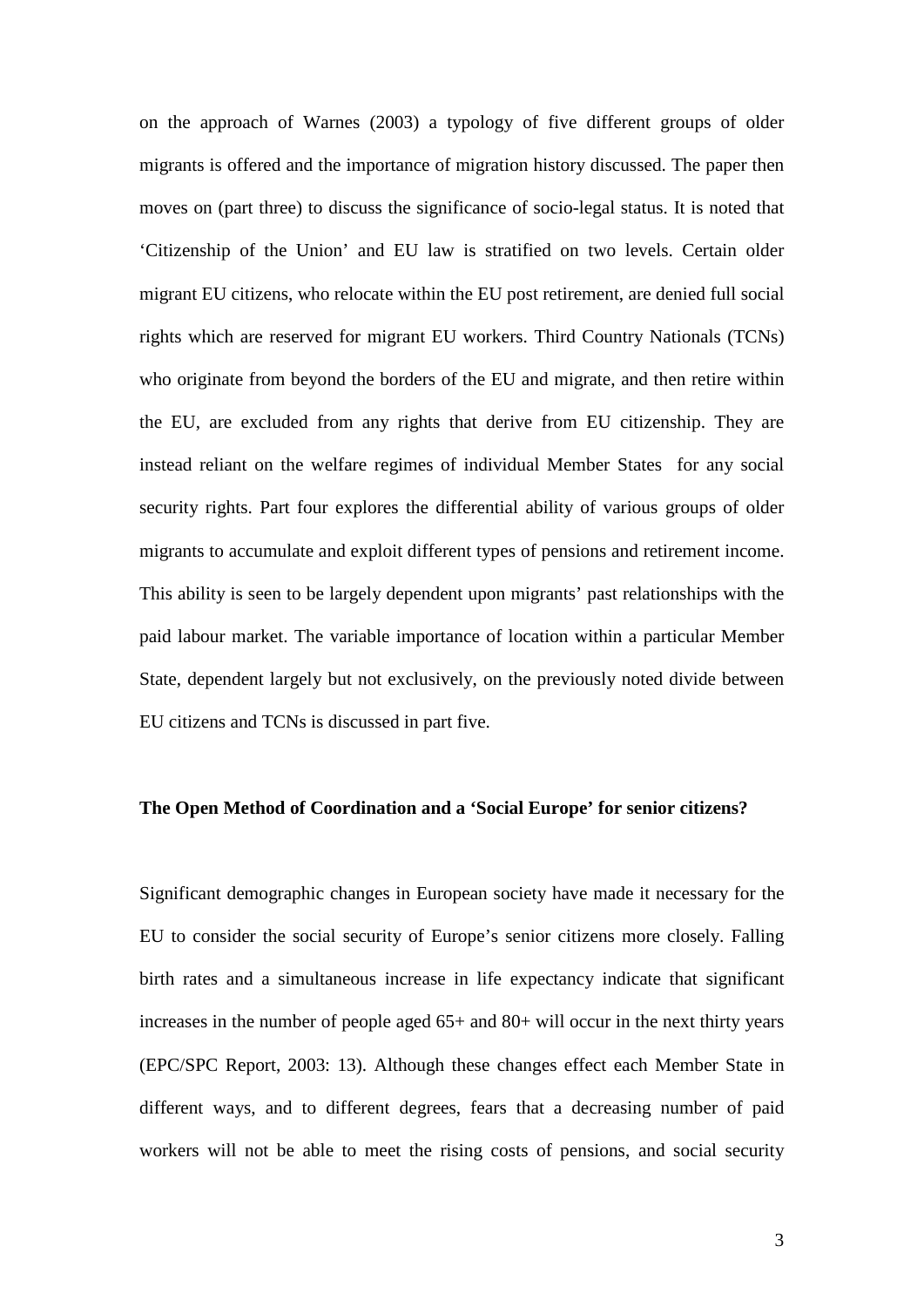on the approach of Warnes (2003) a typology of five different groups of older migrants is offered and the importance of migration history discussed. The paper then moves on (part three) to discuss the significance of socio-legal status. It is noted that 'Citizenship of the Union' and EU law is stratified on two levels. Certain older migrant EU citizens, who relocate within the EU post retirement, are denied full social rights which are reserved for migrant EU workers. Third Country Nationals (TCNs) who originate from beyond the borders of the EU and migrate, and then retire within the EU, are excluded from any rights that derive from EU citizenship. They are instead reliant on the welfare regimes of individual Member States for any social security rights. Part four explores the differential ability of various groups of older migrants to accumulate and exploit different types of pensions and retirement income. This ability is seen to be largely dependent upon migrants' past relationships with the paid labour market. The variable importance of location within a particular Member State, dependent largely but not exclusively, on the previously noted divide between EU citizens and TCNs is discussed in part five.

**The Open Method of Coordination and a 'Social Europe' for senior citizens?**

Significant demographic changes in European society have made it necessary for the EU to consider the social security of Europe's senior citizens more closely. Falling birth rates and a simultaneous increase in life expectancy indicate that significant increases in the number of people aged 65+ and 80+ will occur in the next thirty years (EPC/SPC Report, 2003: 13). Although these changes effect each Member State in different ways, and to different degrees, fears that a decreasing number of paid workers will not be able to meet the rising costs of pensions, and social security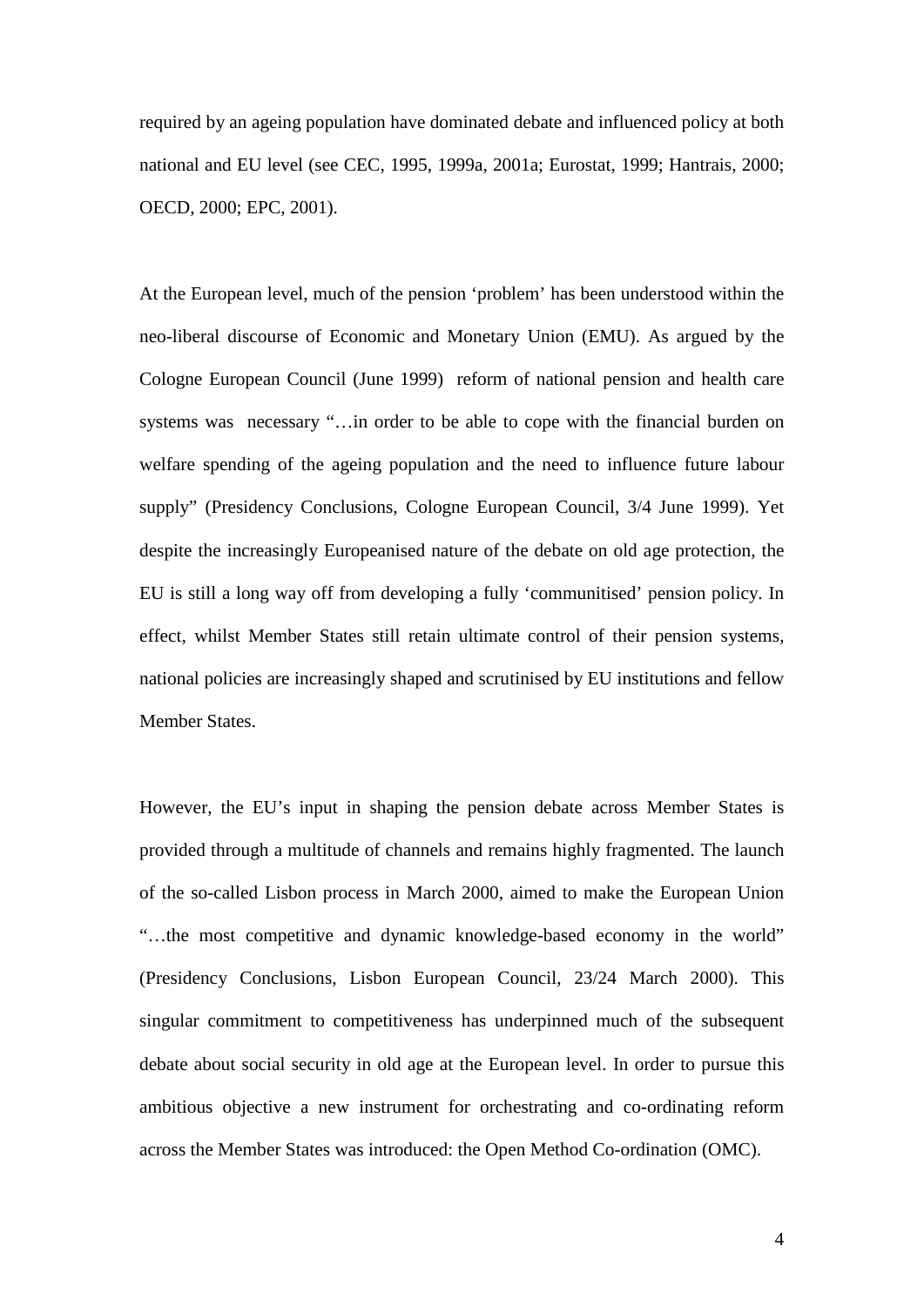required by an ageing population have dominated debate and influenced policy at both national and EU level (see CEC, 1995, 1999a, 2001a; Eurostat, 1999; Hantrais, 2000; OECD, 2000; EPC, 2001).

At the European level, much of the pension 'problem' has been understood within the neo-liberal discourse of Economic and Monetary Union (EMU). As argued by the Cologne European Council (June 1999) reform of national pension and health care systems was necessary "…in order to be able to cope with the financial burden on welfare spending of the ageing population and the need to influence future labour supply" (Presidency Conclusions, Cologne European Council, 3/4 June 1999). Yet despite the increasingly Europeanised nature of the debate on old age protection, the EU is still a long way off from developing a fully 'communitised' pension policy. In effect, whilst Member States still retain ultimate control of their pension systems, national policies are increasingly shaped and scrutinised by EU institutions and fellow Member States.

However, the EU's input in shaping the pension debate across Member States is provided through a multitude of channels and remains highly fragmented. The launch of the so-called Lisbon process in March 2000, aimed to make the European Union "…the most competitive and dynamic knowledge-based economy in the world" (Presidency Conclusions, Lisbon European Council, 23/24 March 2000). This singular commitment to competitiveness has underpinned much of the subsequent debate about social security in old age at the European level. In order to pursue this ambitious objective a new instrument for orchestrating and co-ordinating reform across the Member States was introduced: the Open Method Co-ordination (OMC).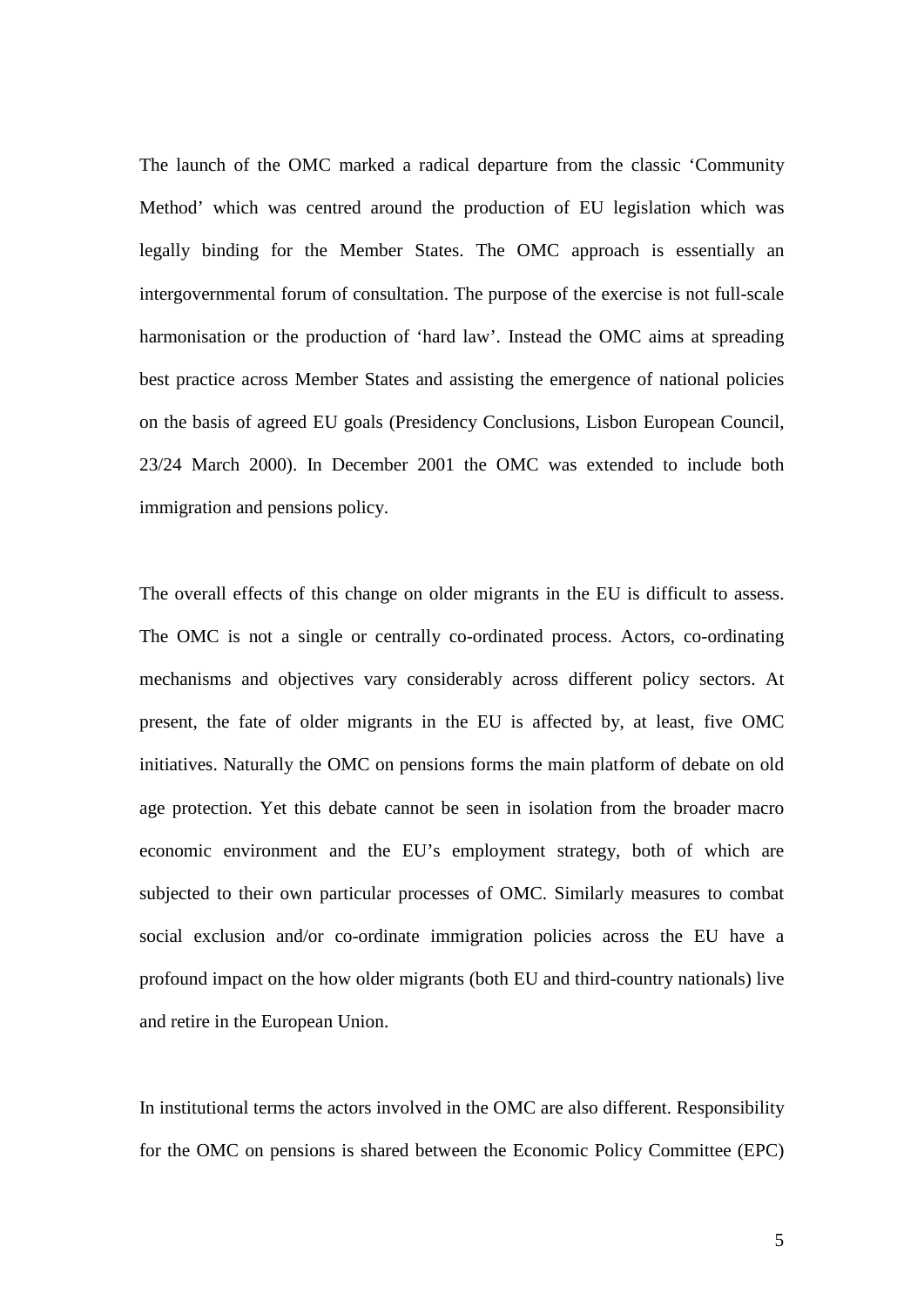The launch of the OMC marked a radical departure from the classic 'Community Method' which was centred around the production of EU legislation which was legally binding for the Member States. The OMC approach is essentially an intergovernmental forum of consultation. The purpose of the exercise is not full-scale harmonisation or the production of 'hard law'. Instead the OMC aims at spreading best practice across Member States and assisting the emergence of national policies on the basis of agreed EU goals (Presidency Conclusions, Lisbon European Council, 23/24 March 2000). In December 2001 the OMC was extended to include both immigration and pensions policy.

The overall effects of this change on older migrants in the EU is difficult to assess. The OMC is not a single or centrally co-ordinated process. Actors, co-ordinating mechanisms and objectives vary considerably across different policy sectors. At present, the fate of older migrants in the EU is affected by, at least, five OMC initiatives. Naturally the OMC on pensions forms the main platform of debate on old age protection. Yet this debate cannot be seen in isolation from the broader macro economic environment and the EU's employment strategy, both of which are subjected to their own particular processes of OMC. Similarly measures to combat social exclusion and/or co-ordinate immigration policies across the EU have a profound impact on the how older migrants (both EU and third-country nationals) live and retire in the European Union.

In institutional terms the actors involved in the OMC are also different. Responsibility for the OMC on pensions is shared between the Economic Policy Committee (EPC)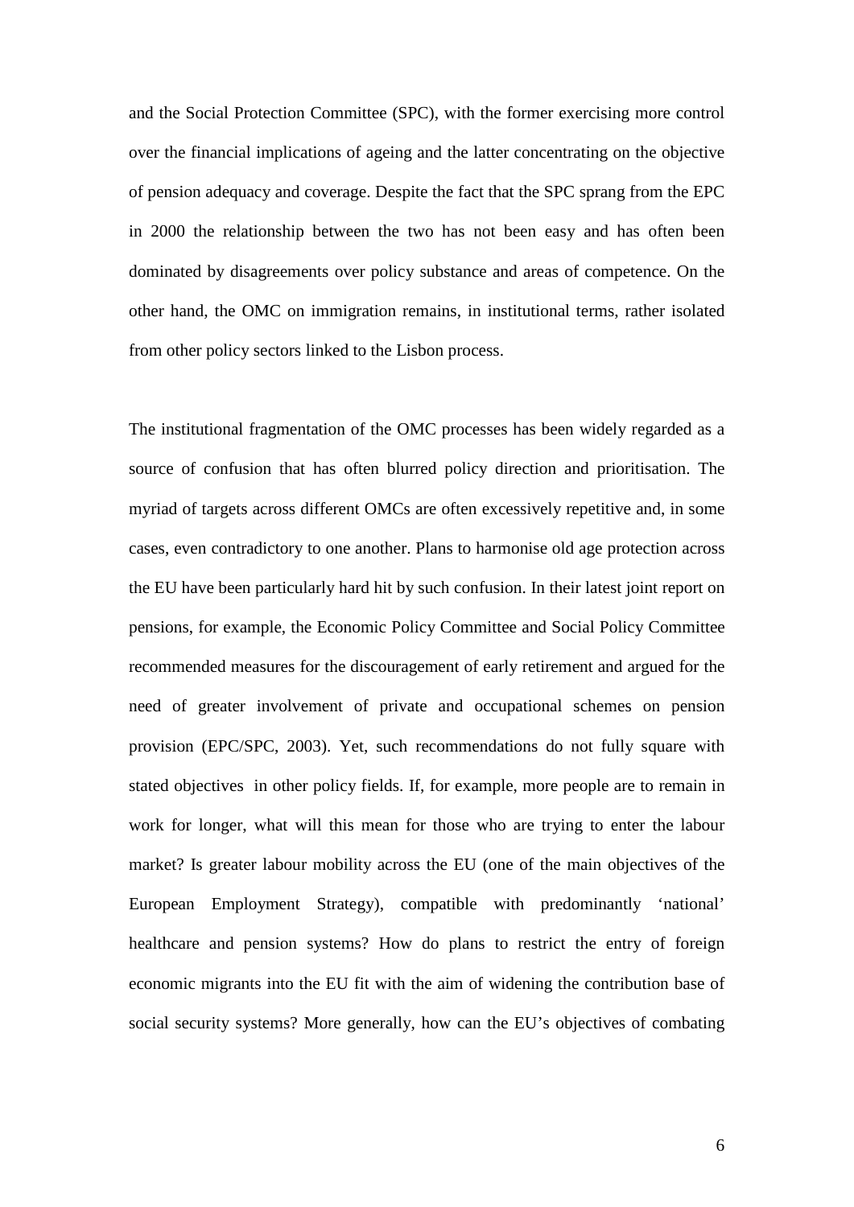and the Social Protection Committee (SPC), with the former exercising more control over the financial implications of ageing and the latter concentrating on the objective of pension adequacy and coverage. Despite the fact that the SPC sprang from the EPC in 2000 the relationship between the two has not been easy and has often been dominated by disagreements over policy substance and areas of competence. On the other hand, the OMC on immigration remains, in institutional terms, rather isolated from other policy sectors linked to the Lisbon process.

The institutional fragmentation of the OMC processes has been widely regarded as a source of confusion that has often blurred policy direction and prioritisation. The myriad of targets across different OMCs are often excessively repetitive and, in some cases, even contradictory to one another. Plans to harmonise old age protection across the EU have been particularly hard hit by such confusion. In their latest joint report on pensions, for example, the Economic Policy Committee and Social Policy Committee recommended measures for the discouragement of early retirement and argued for the need of greater involvement of private and occupational schemes on pension provision (EPC/SPC, 2003). Yet, such recommendations do not fully square with stated objectives in other policy fields. If, for example, more people are to remain in work for longer, what will this mean for those who are trying to enter the labour market? Is greater labour mobility across the EU (one of the main objectives of the European Employment Strategy), compatible with predominantly 'national' healthcare and pension systems? How do plans to restrict the entry of foreign economic migrants into the EU fit with the aim of widening the contribution base of social security systems? More generally, how can the EU's objectives of combating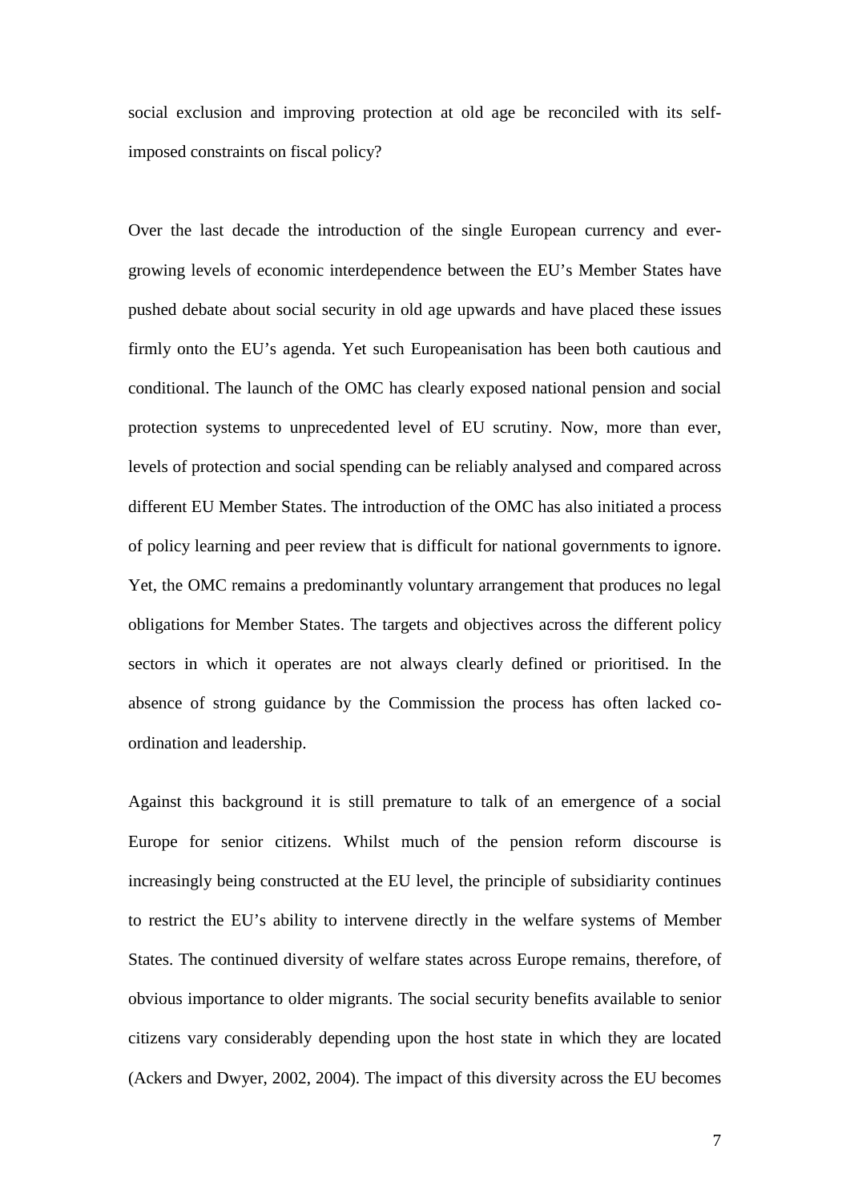social exclusion and improving protection at old age be reconciled with its self-imposed constraints on fiscal policy?

Over the last decade the introduction of the single European currency and ever-growing levels of economic interdependence between the EU's Member States have pushed debate about social security in old age upwards and have placed these issues firmly onto the EU's agenda. Yet such Europeanisation has been both cautious and conditional. The launch of the OMC has clearly exposed national pension and social protection systems to unprecedented level of EU scrutiny. Now, more than ever, levels of protection and social spending can be reliably analysed and compared across different EU Member States. The introduction of the OMC has also initiated a process of policy learning and peer review that is difficult for national governments to ignore. Yet, the OMC remains a predominantly voluntary arrangement that produces no legal obligations for Member States. The targets and objectives across the different policy sectors in which it operates are not always clearly defined or prioritised. In the absence of strong guidance by the Commission the process has often lacked co-ordination and leadership.

Against this background it is still premature to talk of an emergence of a social Europe for senior citizens. Whilst much of the pension reform discourse is increasingly being constructed at the EU level, the principle of subsidiarity continues to restrict the EU's ability to intervene directly in the welfare systems of Member States. The continued diversity of welfare states across Europe remains, therefore, of obvious importance to older migrants. The social security benefits available to senior citizens vary considerably depending upon the host state in which they are located (Ackers and Dwyer, 2002, 2004). The impact of this diversity across the EU becomes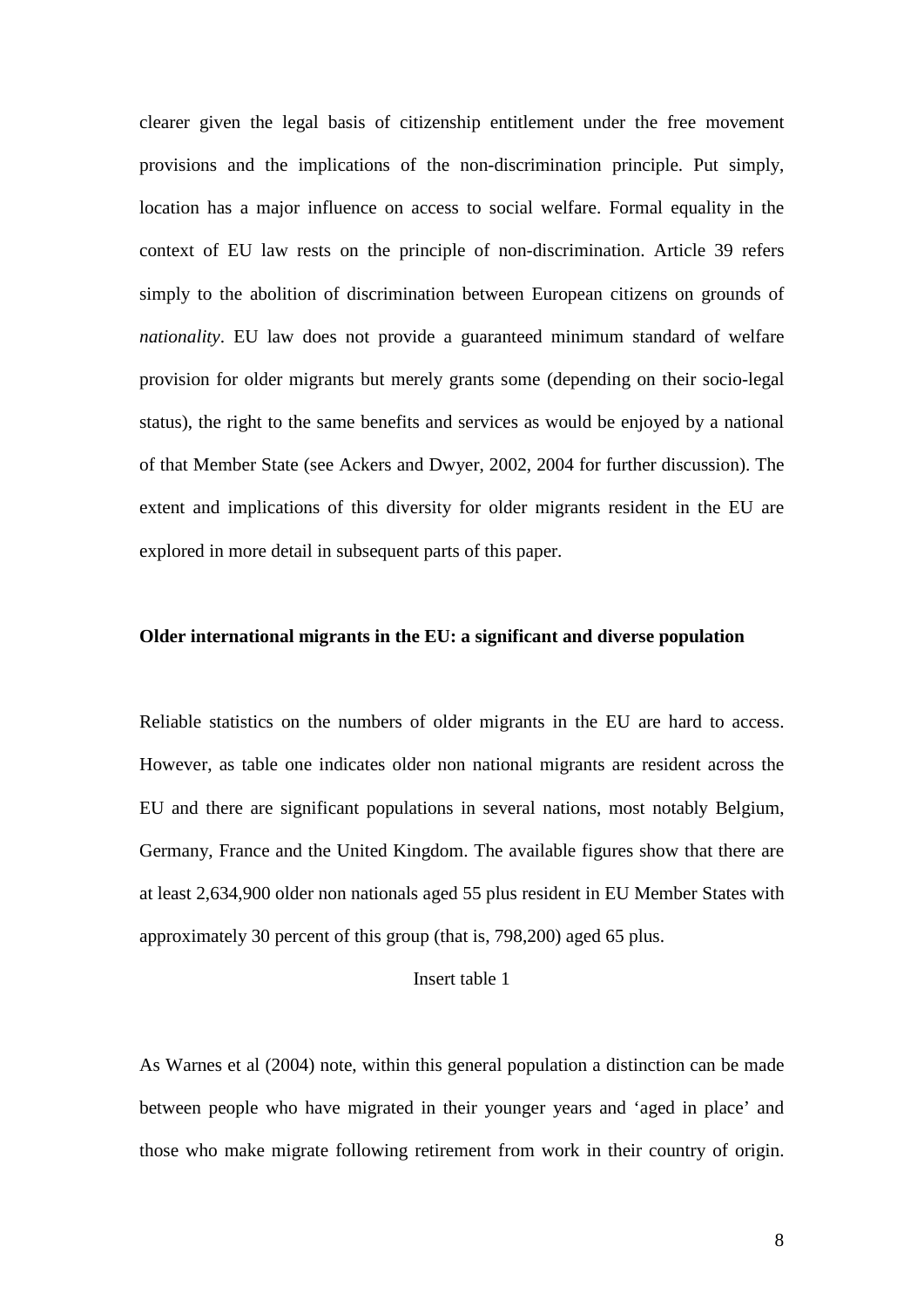clearer given the legal basis of citizenship entitlement under the free movement provisions and the implications of the non-discrimination principle. Put simply, location has a major influence on access to social welfare. Formal equality in the context of EU law rests on the principle of non-discrimination. Article 39 refers simply to the abolition of discrimination between European citizens on grounds of *nationality*. EU law does not provide a guaranteed minimum standard of welfare provision for older migrants but merely grants some (depending on their socio-legal status), the right to the same benefits and services as would be enjoyed by a national of that Member State (see Ackers and Dwyer, 2002, 2004 for further discussion). The extent and implications of this diversity for older migrants resident in the EU are explored in more detail in subsequent parts of this paper.

**Older international migrants in the EU: a significant and diverse population**

Reliable statistics on the numbers of older migrants in the EU are hard to access. However, as table one indicates older non national migrants are resident across the EU and there are significant populations in several nations, most notably Belgium, Germany, France and the United Kingdom. The available figures show that there are at least 2,634,900 older non nationals aged 55 plus resident in EU Member States with approximately 30 percent of this group (that is, 798,200) aged 65 plus.

Insert table 1

As Warnes et al (2004) note, within this general population a distinction can be made between people who have migrated in their younger years and 'aged in place' and those who make migrate following retirement from work in their country of origin.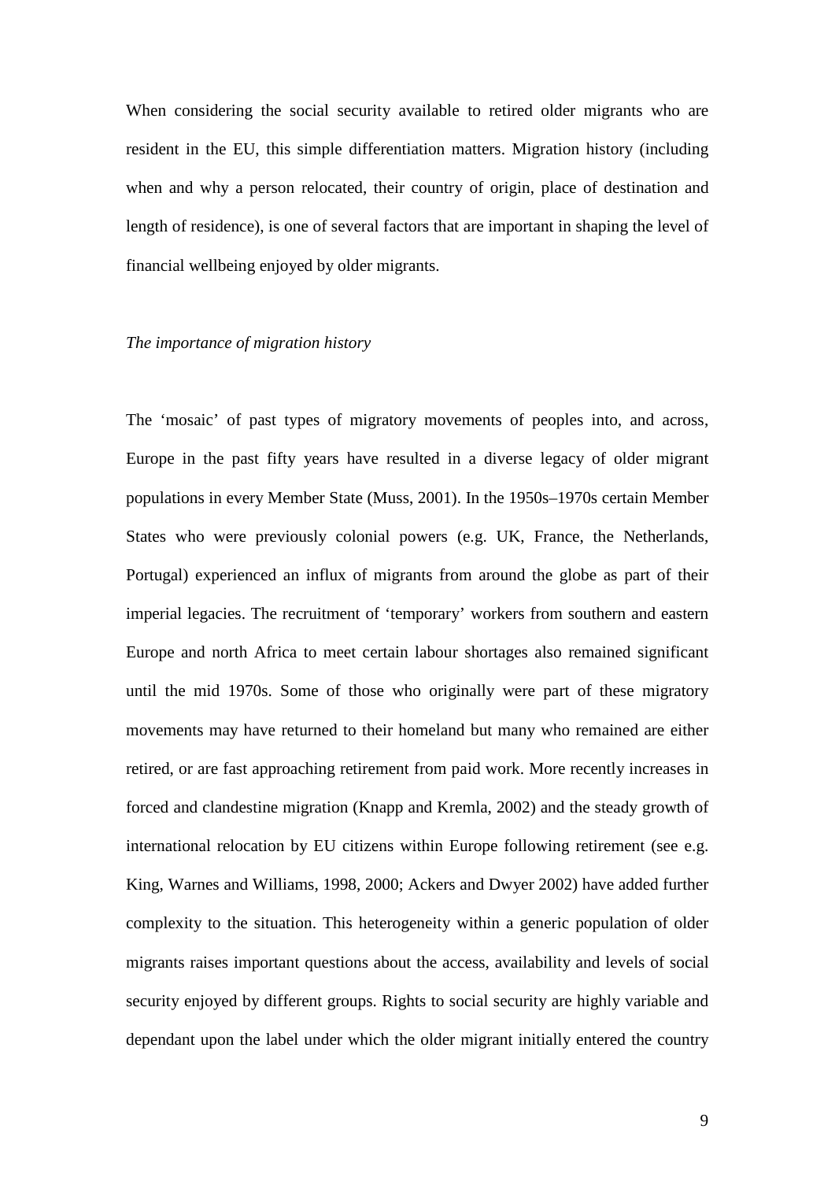When considering the social security available to retired older migrants who are resident in the EU, this simple differentiation matters. Migration history (including when and why a person relocated, their country of origin, place of destination and length of residence), is one of several factors that are important in shaping the level of financial wellbeing enjoyed by older migrants.

*The importance of migration history*

The 'mosaic' of past types of migratory movements of peoples into, and across, Europe in the past fifty years have resulted in a diverse legacy of older migrant populations in every Member State (Muss, 2001). In the 1950s–1970s certain Member States who were previously colonial powers (e.g. UK, France, the Netherlands, Portugal) experienced an influx of migrants from around the globe as part of their imperial legacies. The recruitment of 'temporary' workers from southern and eastern Europe and north Africa to meet certain labour shortages also remained significant until the mid 1970s. Some of those who originally were part of these migratory movements may have returned to their homeland but many who remained are either retired, or are fast approaching retirement from paid work. More recently increases in forced and clandestine migration (Knapp and Kremla, 2002) and the steady growth of international relocation by EU citizens within Europe following retirement (see e.g. King, Warnes and Williams, 1998, 2000; Ackers and Dwyer 2002) have added further complexity to the situation. This heterogeneity within a generic population of older migrants raises important questions about the access, availability and levels of social security enjoyed by different groups. Rights to social security are highly variable and dependant upon the label under which the older migrant initially entered the country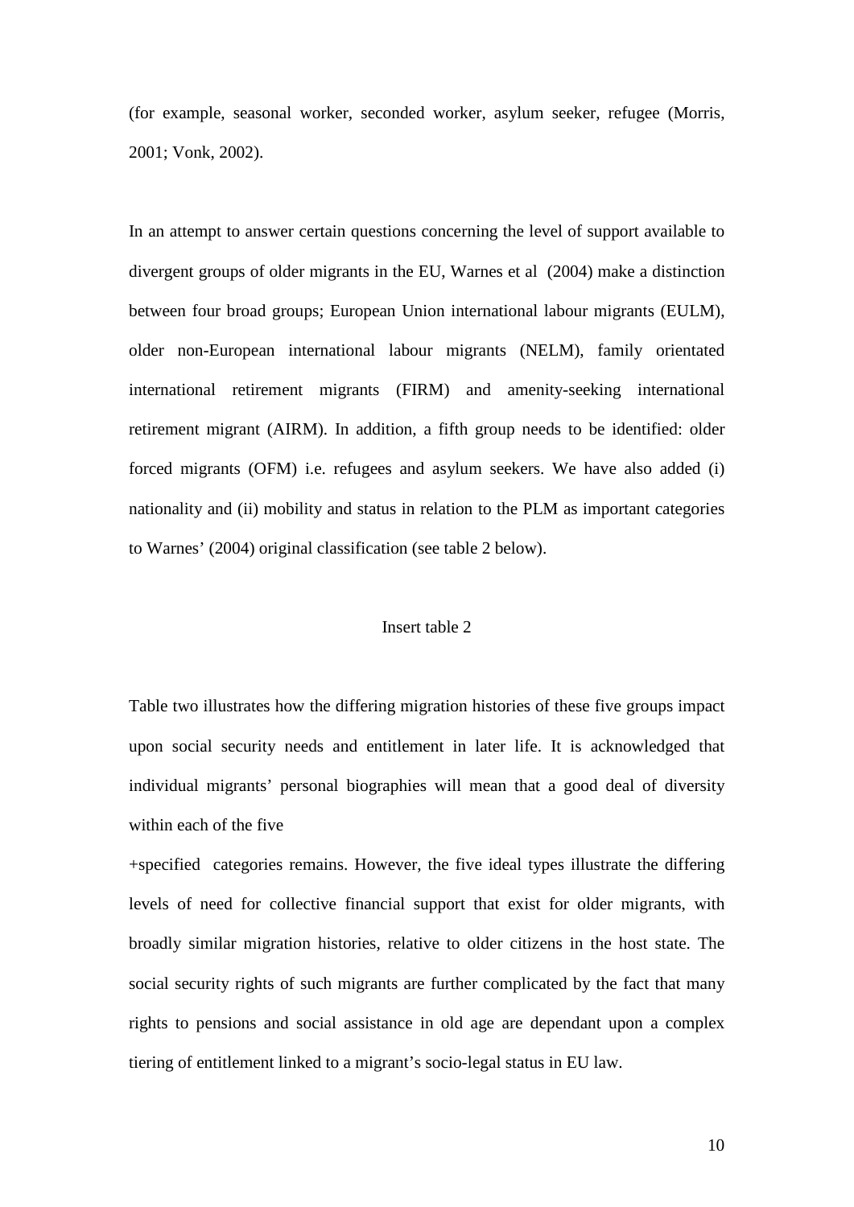(for example, seasonal worker, seconded worker, asylum seeker, refugee (Morris, 2001; Vonk, 2002).

In an attempt to answer certain questions concerning the level of support available to divergent groups of older migrants in the EU, Warnes et al (2004) make a distinction between four broad groups; European Union international labour migrants (EULM), older non-European international labour migrants (NELM), family orientated international retirement migrants (FIRM) and amenity-seeking international retirement migrant (AIRM). In addition, a fifth group needs to be identified: older forced migrants (OFM) i.e. refugees and asylum seekers. We have also added (i) nationality and (ii) mobility and status in relation to the PLM as important categories to Warnes' (2004) original classification (see table 2 below).

Insert table 2

Table two illustrates how the differing migration histories of these five groups impact upon social security needs and entitlement in later life. It is acknowledged that individual migrants' personal biographies will mean that a good deal of diversity within each of the five

+specified categories remains. However, the five ideal types illustrate the differing levels of need for collective financial support that exist for older migrants, with broadly similar migration histories, relative to older citizens in the host state. The social security rights of such migrants are further complicated by the fact that many rights to pensions and social assistance in old age are dependant upon a complex tiering of entitlement linked to a migrant's socio-legal status in EU law.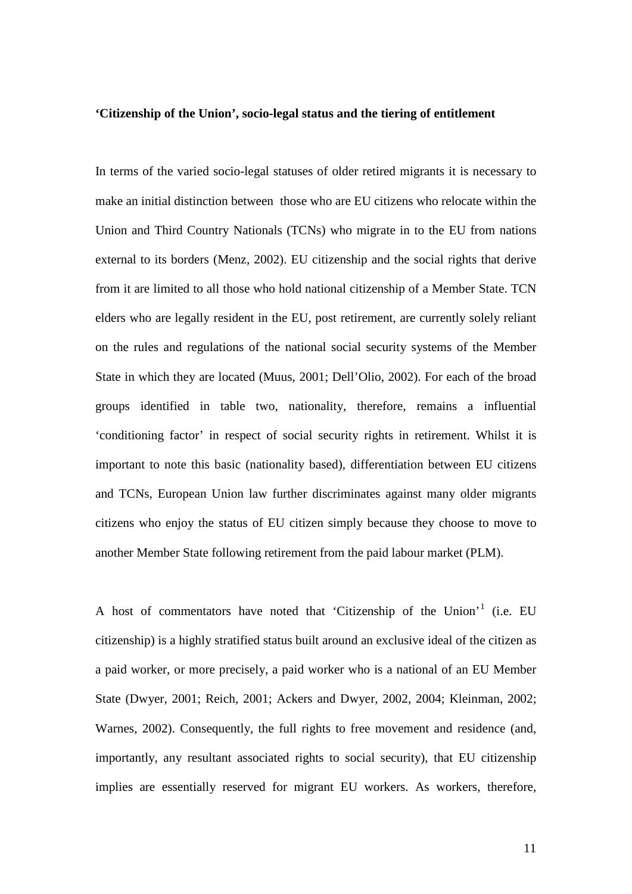**'Citizenship of the Union', socio-legal status and the tiering of entitlement**

In terms of the varied socio-legal statuses of older retired migrants it is necessary to make an initial distinction between those who are EU citizens who relocate within the Union and Third Country Nationals (TCNs) who migrate in to the EU from nations external to its borders (Menz, 2002). EU citizenship and the social rights that derive from it are limited to all those who hold national citizenship of a Member State. TCN elders who are legally resident in the EU, post retirement, are currently solely reliant on the rules and regulations of the national social security systems of the Member State in which they are located (Muus, 2001; Dell'Olio, 2002). For each of the broad groups identified in table two, nationality, therefore, remains a influential 'conditioning factor' in respect of social security rights in retirement. Whilst it is important to note this basic (nationality based), differentiation between EU citizens and TCNs, European Union law further discriminates against many older migrants citizens who enjoy the status of EU citizen simply because they choose to move to another Member State following retirement from the paid labour market (PLM).

A host of commentators have noted that 'Citizenship of the Union'[1] (i.e. EU citizenship) is a highly stratified status built around an exclusive ideal of the citizen as a paid worker, or more precisely, a paid worker who is a national of an EU Member State (Dwyer, 2001; Reich, 2001; Ackers and Dwyer, 2002, 2004; Kleinman, 2002; Warnes, 2002). Consequently, the full rights to free movement and residence (and, importantly, any resultant associated rights to social security), that EU citizenship implies are essentially reserved for migrant EU workers. As workers, therefore,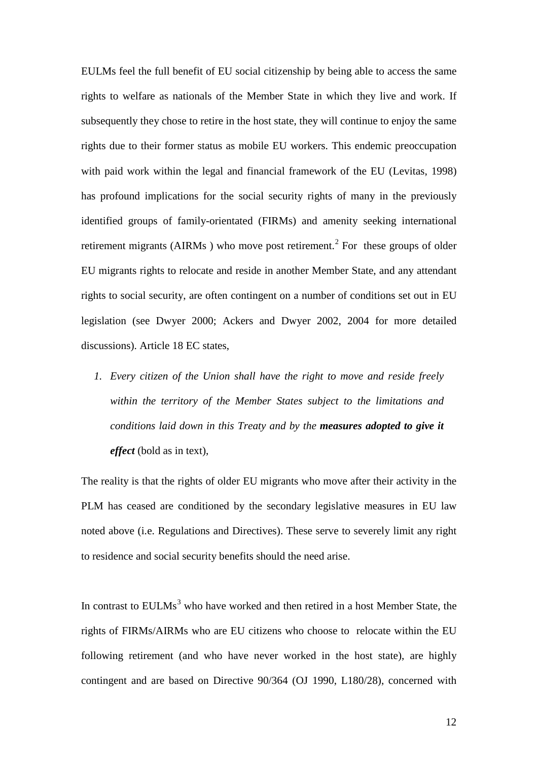EULMs feel the full benefit of EU social citizenship by being able to access the same rights to welfare as nationals of the Member State in which they live and work. If subsequently they chose to retire in the host state, they will continue to enjoy the same rights due to their former status as mobile EU workers. This endemic preoccupation with paid work within the legal and financial framework of the EU (Levitas, 1998) has profound implications for the social security rights of many in the previously identified groups of family-orientated (FIRMs) and amenity seeking international retirement migrants (AIRMs ) who move post retirement.[2] For these groups of older EU migrants rights to relocate and reside in another Member State, and any attendant rights to social security, are often contingent on a number of conditions set out in EU legislation (see Dwyer 2000; Ackers and Dwyer 2002, 2004 for more detailed discussions). Article 18 EC states,

1. *Every citizen of the Union shall have the right to move and reside freely within the territory of the Member States subject to the limitations and conditions laid down in this Treaty and by the* ***measures adopted to give it effect*** (bold as in text),

The reality is that the rights of older EU migrants who move after their activity in the PLM has ceased are conditioned by the secondary legislative measures in EU law noted above (i.e. Regulations and Directives). These serve to severely limit any right to residence and social security benefits should the need arise.

In contrast to EULMs[3] who have worked and then retired in a host Member State, the rights of FIRMs/AIRMs who are EU citizens who choose to relocate within the EU following retirement (and who have never worked in the host state), are highly contingent and are based on Directive 90/364 (OJ 1990, L180/28), concerned with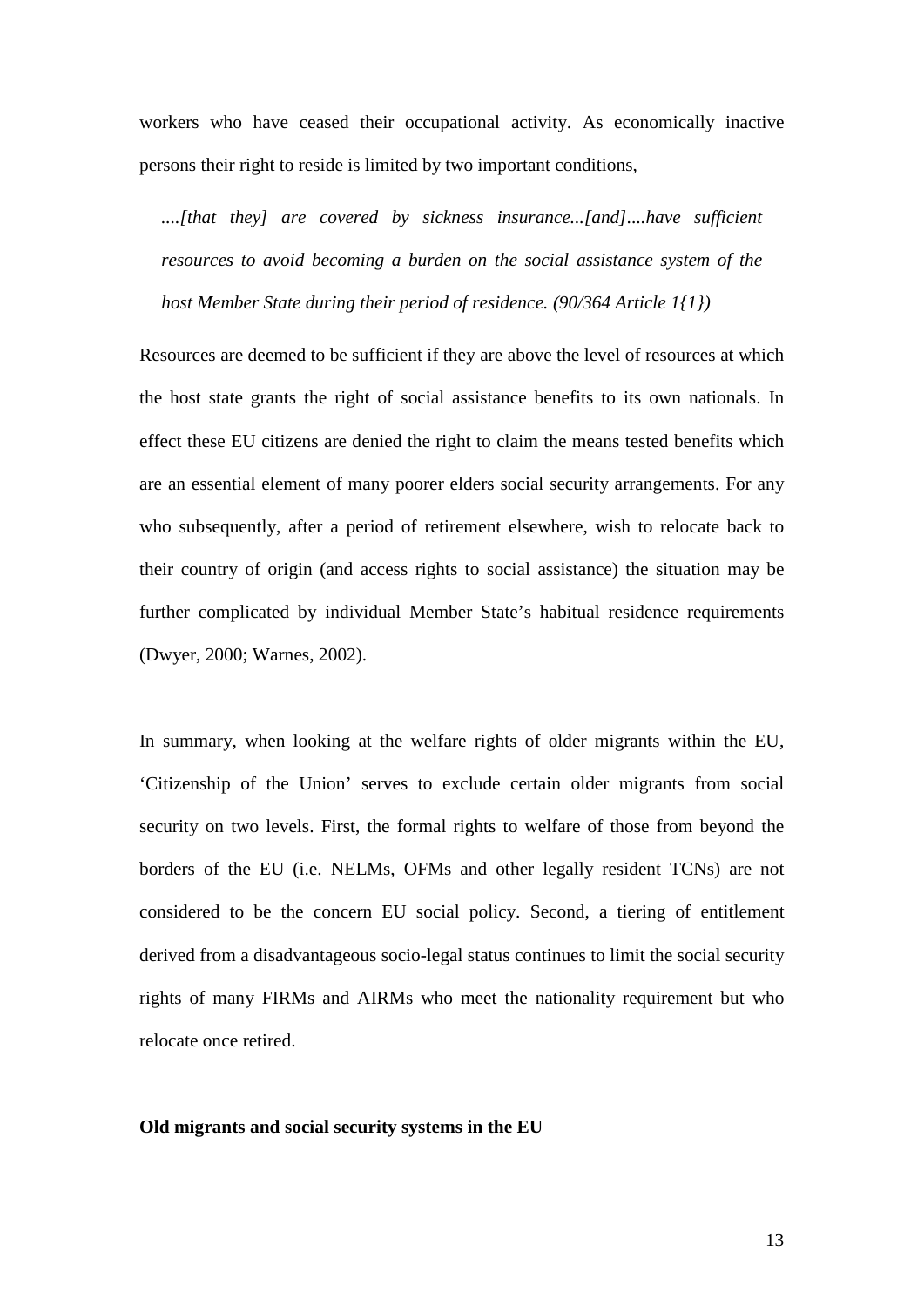workers who have ceased their occupational activity. As economically inactive persons their right to reside is limited by two important conditions,

> *....[that they] are covered by sickness insurance...[and]....have sufficient resources to avoid becoming a burden on the social assistance system of the host Member State during their period of residence. (90/364 Article 1{1})*

Resources are deemed to be sufficient if they are above the level of resources at which the host state grants the right of social assistance benefits to its own nationals. In effect these EU citizens are denied the right to claim the means tested benefits which are an essential element of many poorer elders social security arrangements. For any who subsequently, after a period of retirement elsewhere, wish to relocate back to their country of origin (and access rights to social assistance) the situation may be further complicated by individual Member State's habitual residence requirements (Dwyer, 2000; Warnes, 2002).

In summary, when looking at the welfare rights of older migrants within the EU, 'Citizenship of the Union' serves to exclude certain older migrants from social security on two levels. First, the formal rights to welfare of those from beyond the borders of the EU (i.e. NELMs, OFMs and other legally resident TCNs) are not considered to be the concern EU social policy. Second, a tiering of entitlement derived from a disadvantageous socio-legal status continues to limit the social security rights of many FIRMs and AIRMs who meet the nationality requirement but who relocate once retired.

**Old migrants and social security systems in the EU**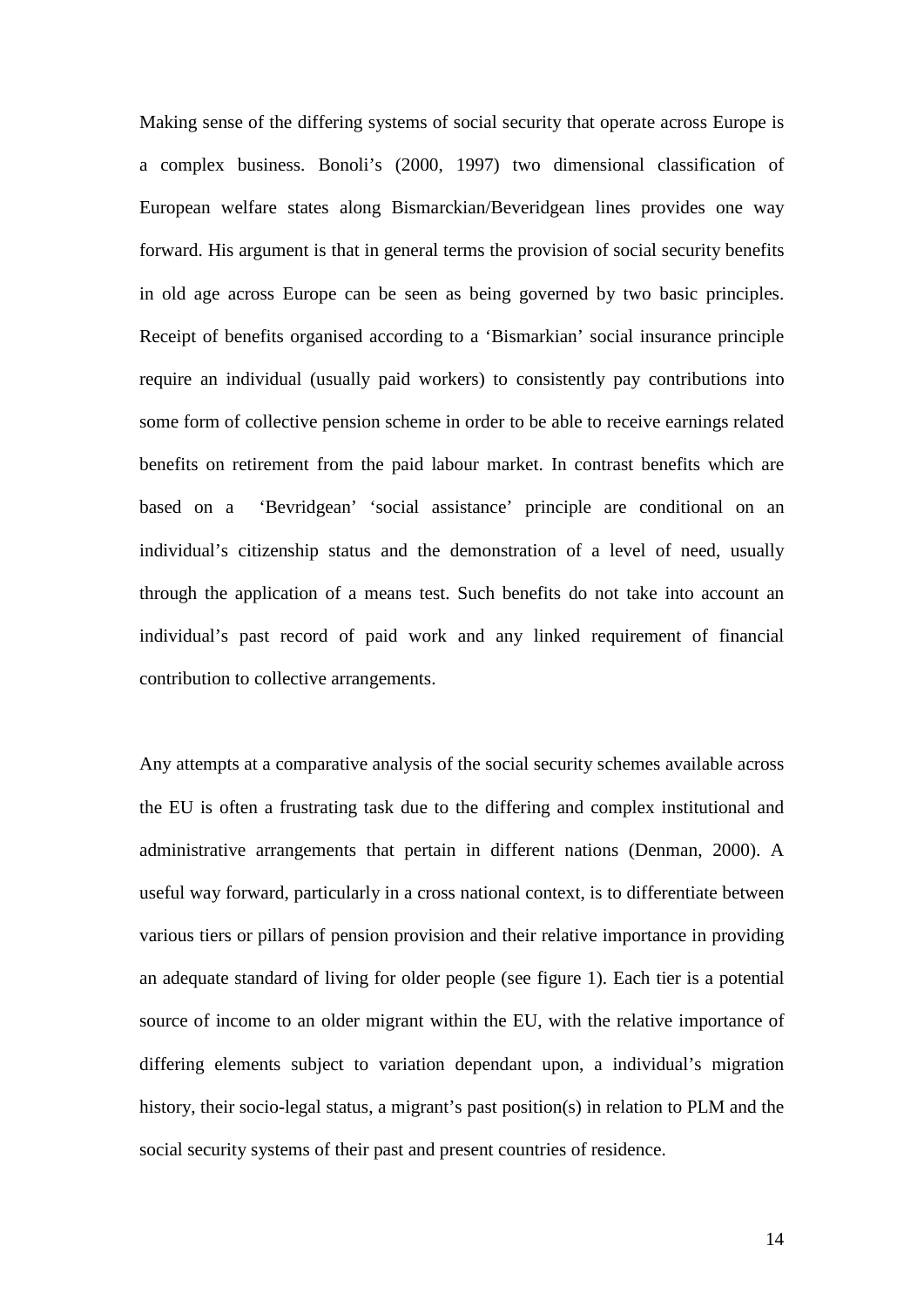Making sense of the differing systems of social security that operate across Europe is a complex business. Bonoli's (2000, 1997) two dimensional classification of European welfare states along Bismarckian/Beveridgean lines provides one way forward. His argument is that in general terms the provision of social security benefits in old age across Europe can be seen as being governed by two basic principles. Receipt of benefits organised according to a 'Bismarkian' social insurance principle require an individual (usually paid workers) to consistently pay contributions into some form of collective pension scheme in order to be able to receive earnings related benefits on retirement from the paid labour market. In contrast benefits which are based on a 'Bevridgean' 'social assistance' principle are conditional on an individual's citizenship status and the demonstration of a level of need, usually through the application of a means test. Such benefits do not take into account an individual's past record of paid work and any linked requirement of financial contribution to collective arrangements.

Any attempts at a comparative analysis of the social security schemes available across the EU is often a frustrating task due to the differing and complex institutional and administrative arrangements that pertain in different nations (Denman, 2000). A useful way forward, particularly in a cross national context, is to differentiate between various tiers or pillars of pension provision and their relative importance in providing an adequate standard of living for older people (see figure 1). Each tier is a potential source of income to an older migrant within the EU, with the relative importance of differing elements subject to variation dependant upon, a individual's migration history, their socio-legal status, a migrant's past position(s) in relation to PLM and the social security systems of their past and present countries of residence.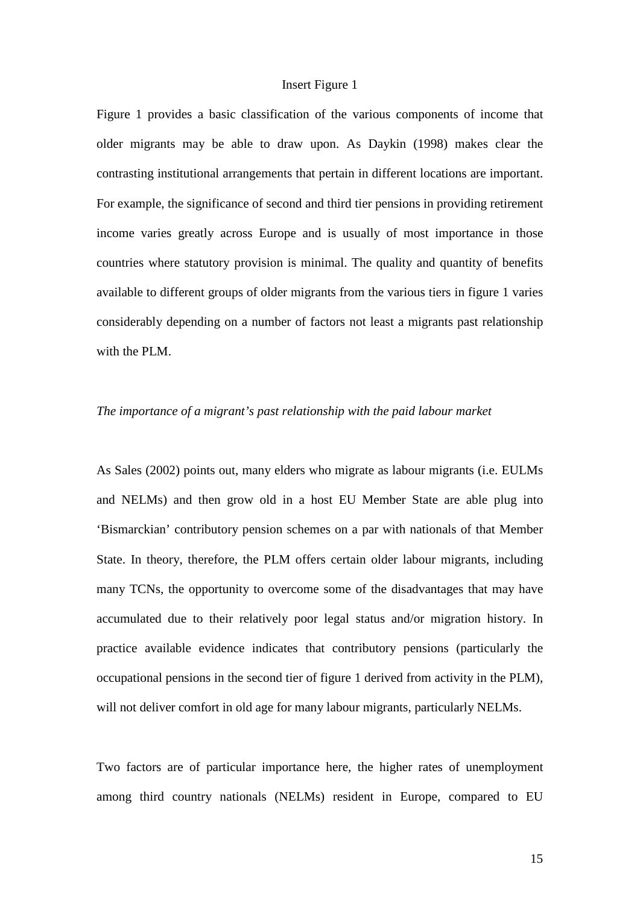Insert Figure 1

Figure 1 provides a basic classification of the various components of income that older migrants may be able to draw upon. As Daykin (1998) makes clear the contrasting institutional arrangements that pertain in different locations are important. For example, the significance of second and third tier pensions in providing retirement income varies greatly across Europe and is usually of most importance in those countries where statutory provision is minimal. The quality and quantity of benefits available to different groups of older migrants from the various tiers in figure 1 varies considerably depending on a number of factors not least a migrants past relationship with the PLM.

*The importance of a migrant's past relationship with the paid labour market*

As Sales (2002) points out, many elders who migrate as labour migrants (i.e. EULMs and NELMs) and then grow old in a host EU Member State are able plug into 'Bismarckian' contributory pension schemes on a par with nationals of that Member State. In theory, therefore, the PLM offers certain older labour migrants, including many TCNs, the opportunity to overcome some of the disadvantages that may have accumulated due to their relatively poor legal status and/or migration history. In practice available evidence indicates that contributory pensions (particularly the occupational pensions in the second tier of figure 1 derived from activity in the PLM), will not deliver comfort in old age for many labour migrants, particularly NELMs.

Two factors are of particular importance here, the higher rates of unemployment among third country nationals (NELMs) resident in Europe, compared to EU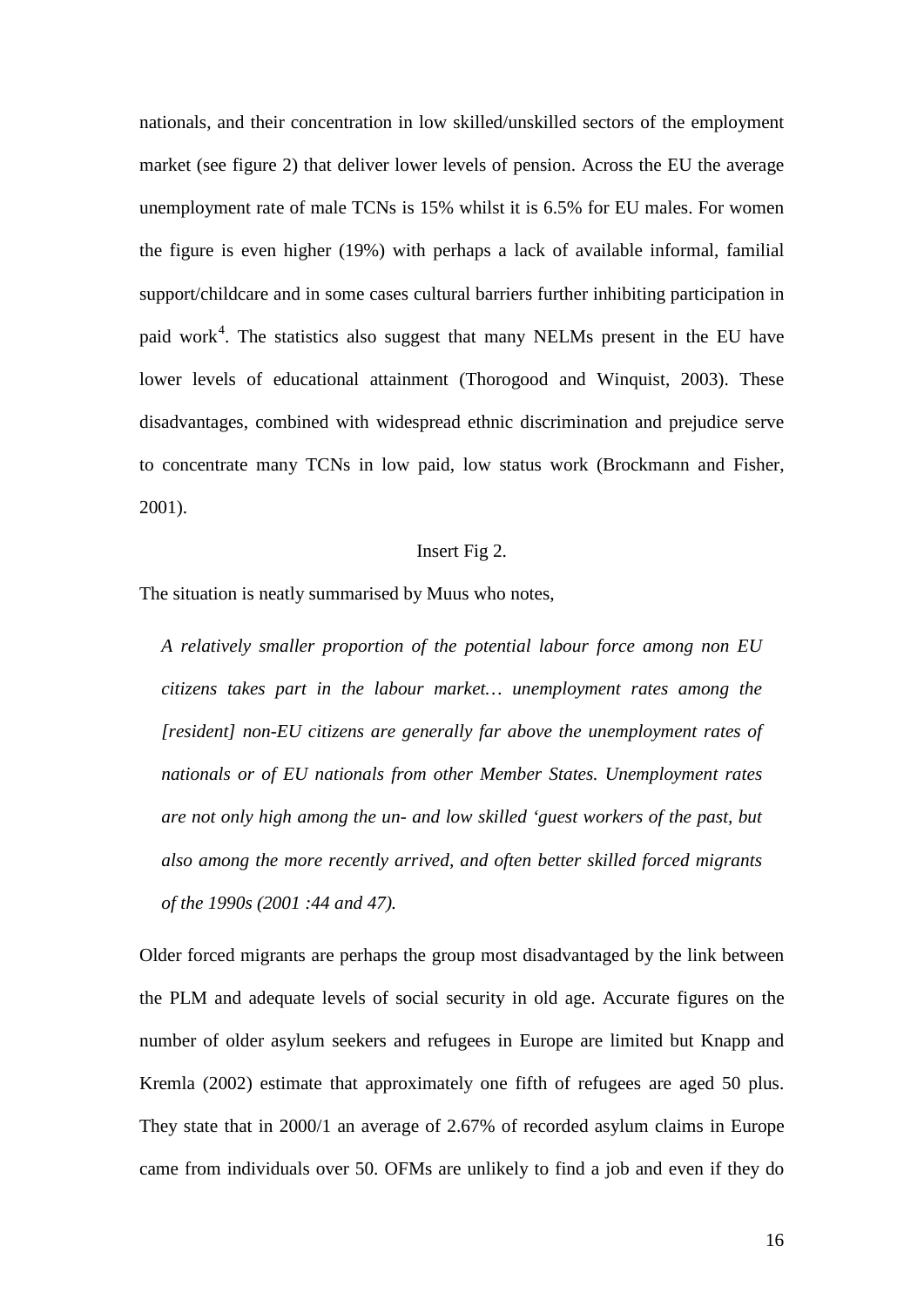nationals, and their concentration in low skilled/unskilled sectors of the employment market (see figure 2) that deliver lower levels of pension. Across the EU the average unemployment rate of male TCNs is 15% whilst it is 6.5% for EU males. For women the figure is even higher (19%) with perhaps a lack of available informal, familial support/childcare and in some cases cultural barriers further inhibiting participation in paid work[4]. The statistics also suggest that many NELMs present in the EU have lower levels of educational attainment (Thorogood and Winquist, 2003). These disadvantages, combined with widespread ethnic discrimination and prejudice serve to concentrate many TCNs in low paid, low status work (Brockmann and Fisher, 2001).

Insert Fig 2.

The situation is neatly summarised by Muus who notes,

> *A relatively smaller proportion of the potential labour force among non EU citizens takes part in the labour market… unemployment rates among the [resident] non-EU citizens are generally far above the unemployment rates of nationals or of EU nationals from other Member States. Unemployment rates are not only high among the un- and low skilled 'guest workers of the past, but also among the more recently arrived, and often better skilled forced migrants of the 1990s (2001 :44 and 47).*

Older forced migrants are perhaps the group most disadvantaged by the link between the PLM and adequate levels of social security in old age. Accurate figures on the number of older asylum seekers and refugees in Europe are limited but Knapp and Kremla (2002) estimate that approximately one fifth of refugees are aged 50 plus. They state that in 2000/1 an average of 2.67% of recorded asylum claims in Europe came from individuals over 50. OFMs are unlikely to find a job and even if they do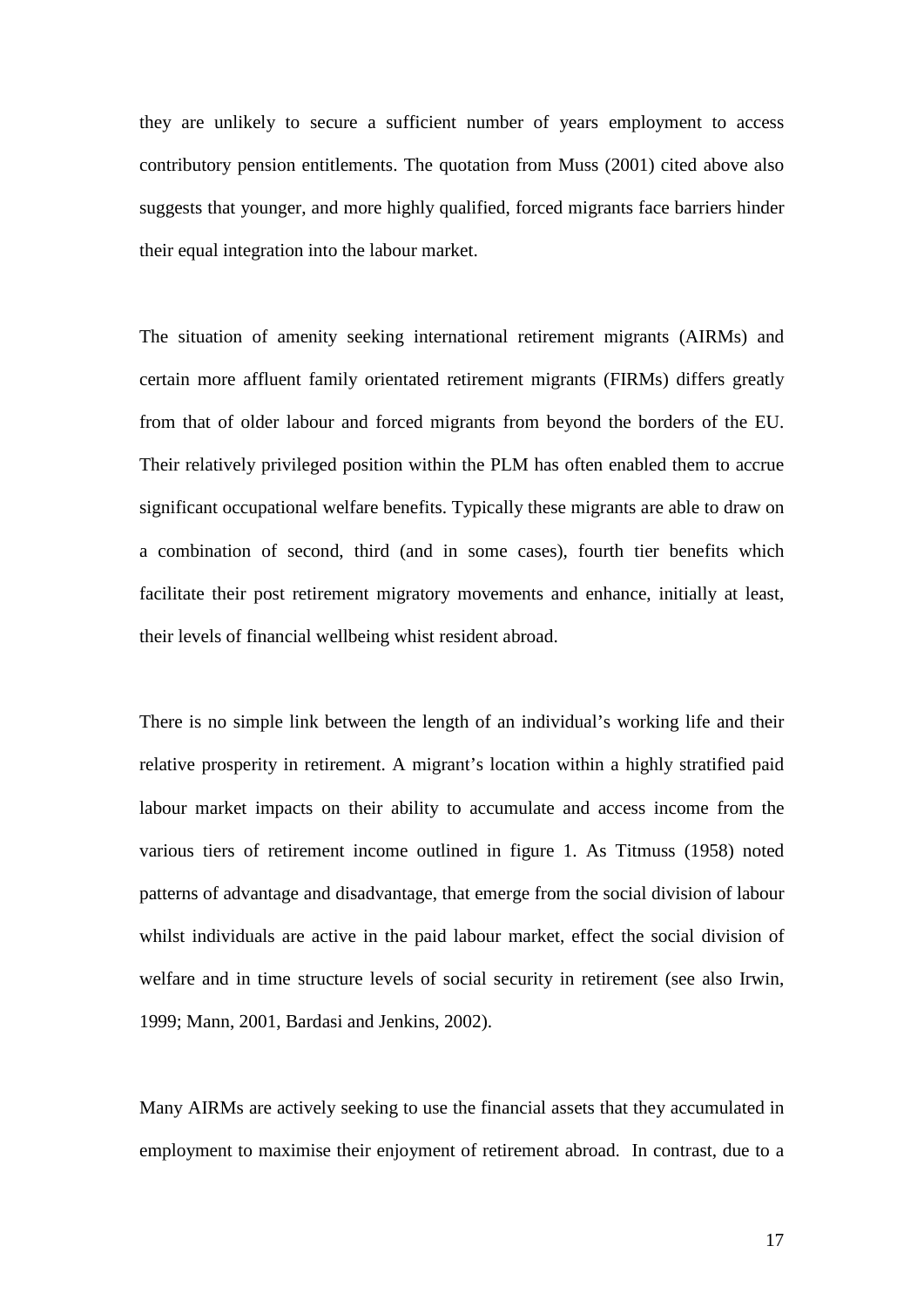they are unlikely to secure a sufficient number of years employment to access contributory pension entitlements. The quotation from Muss (2001) cited above also suggests that younger, and more highly qualified, forced migrants face barriers hinder their equal integration into the labour market.

The situation of amenity seeking international retirement migrants (AIRMs) and certain more affluent family orientated retirement migrants (FIRMs) differs greatly from that of older labour and forced migrants from beyond the borders of the EU. Their relatively privileged position within the PLM has often enabled them to accrue significant occupational welfare benefits. Typically these migrants are able to draw on a combination of second, third (and in some cases), fourth tier benefits which facilitate their post retirement migratory movements and enhance, initially at least, their levels of financial wellbeing whist resident abroad.

There is no simple link between the length of an individual's working life and their relative prosperity in retirement. A migrant's location within a highly stratified paid labour market impacts on their ability to accumulate and access income from the various tiers of retirement income outlined in figure 1. As Titmuss (1958) noted patterns of advantage and disadvantage, that emerge from the social division of labour whilst individuals are active in the paid labour market, effect the social division of welfare and in time structure levels of social security in retirement (see also Irwin, 1999; Mann, 2001, Bardasi and Jenkins, 2002).

Many AIRMs are actively seeking to use the financial assets that they accumulated in employment to maximise their enjoyment of retirement abroad. In contrast, due to a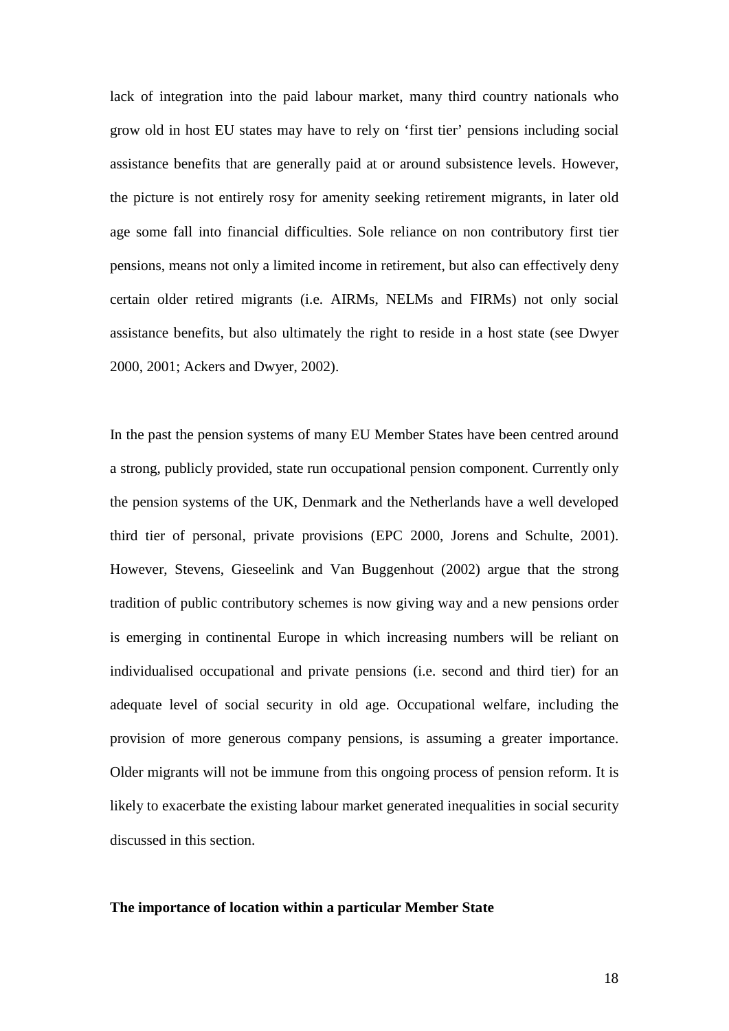lack of integration into the paid labour market, many third country nationals who grow old in host EU states may have to rely on 'first tier' pensions including social assistance benefits that are generally paid at or around subsistence levels. However, the picture is not entirely rosy for amenity seeking retirement migrants, in later old age some fall into financial difficulties. Sole reliance on non contributory first tier pensions, means not only a limited income in retirement, but also can effectively deny certain older retired migrants (i.e. AIRMs, NELMs and FIRMs) not only social assistance benefits, but also ultimately the right to reside in a host state (see Dwyer 2000, 2001; Ackers and Dwyer, 2002).

In the past the pension systems of many EU Member States have been centred around a strong, publicly provided, state run occupational pension component. Currently only the pension systems of the UK, Denmark and the Netherlands have a well developed third tier of personal, private provisions (EPC 2000, Jorens and Schulte, 2001). However, Stevens, Gieseelink and Van Buggenhout (2002) argue that the strong tradition of public contributory schemes is now giving way and a new pensions order is emerging in continental Europe in which increasing numbers will be reliant on individualised occupational and private pensions (i.e. second and third tier) for an adequate level of social security in old age. Occupational welfare, including the provision of more generous company pensions, is assuming a greater importance. Older migrants will not be immune from this ongoing process of pension reform. It is likely to exacerbate the existing labour market generated inequalities in social security discussed in this section.

**The importance of location within a particular Member State**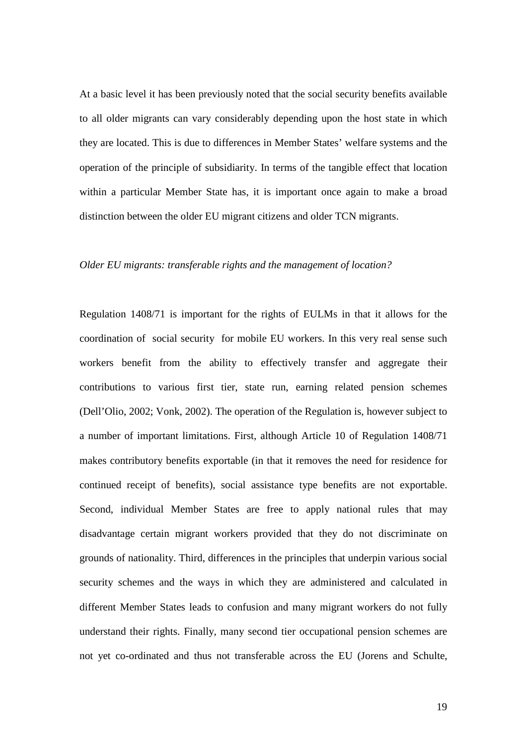At a basic level it has been previously noted that the social security benefits available to all older migrants can vary considerably depending upon the host state in which they are located. This is due to differences in Member States' welfare systems and the operation of the principle of subsidiarity. In terms of the tangible effect that location within a particular Member State has, it is important once again to make a broad distinction between the older EU migrant citizens and older TCN migrants.

*Older EU migrants: transferable rights and the management of location?*

Regulation 1408/71 is important for the rights of EULMs in that it allows for the coordination of social security for mobile EU workers. In this very real sense such workers benefit from the ability to effectively transfer and aggregate their contributions to various first tier, state run, earning related pension schemes (Dell'Olio, 2002; Vonk, 2002). The operation of the Regulation is, however subject to a number of important limitations. First, although Article 10 of Regulation 1408/71 makes contributory benefits exportable (in that it removes the need for residence for continued receipt of benefits), social assistance type benefits are not exportable. Second, individual Member States are free to apply national rules that may disadvantage certain migrant workers provided that they do not discriminate on grounds of nationality. Third, differences in the principles that underpin various social security schemes and the ways in which they are administered and calculated in different Member States leads to confusion and many migrant workers do not fully understand their rights. Finally, many second tier occupational pension schemes are not yet co-ordinated and thus not transferable across the EU (Jorens and Schulte,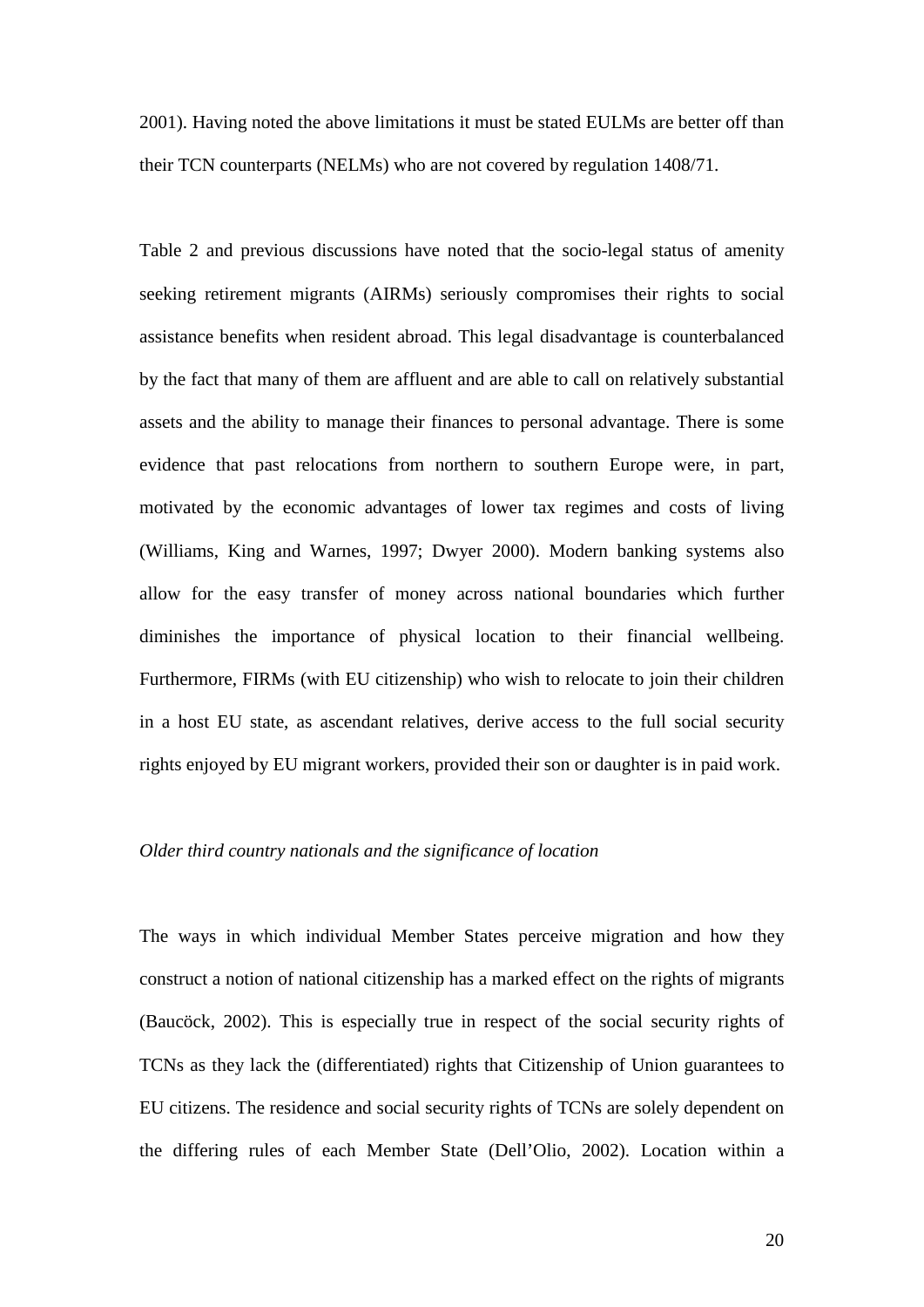2001). Having noted the above limitations it must be stated EULMs are better off than their TCN counterparts (NELMs) who are not covered by regulation 1408/71.

Table 2 and previous discussions have noted that the socio-legal status of amenity seeking retirement migrants (AIRMs) seriously compromises their rights to social assistance benefits when resident abroad. This legal disadvantage is counterbalanced by the fact that many of them are affluent and are able to call on relatively substantial assets and the ability to manage their finances to personal advantage. There is some evidence that past relocations from northern to southern Europe were, in part, motivated by the economic advantages of lower tax regimes and costs of living (Williams, King and Warnes, 1997; Dwyer 2000). Modern banking systems also allow for the easy transfer of money across national boundaries which further diminishes the importance of physical location to their financial wellbeing. Furthermore, FIRMs (with EU citizenship) who wish to relocate to join their children in a host EU state, as ascendant relatives, derive access to the full social security rights enjoyed by EU migrant workers, provided their son or daughter is in paid work.

*Older third country nationals and the significance of location*

The ways in which individual Member States perceive migration and how they construct a notion of national citizenship has a marked effect on the rights of migrants (Baucöck, 2002). This is especially true in respect of the social security rights of TCNs as they lack the (differentiated) rights that Citizenship of Union guarantees to EU citizens. The residence and social security rights of TCNs are solely dependent on the differing rules of each Member State (Dell'Olio, 2002). Location within a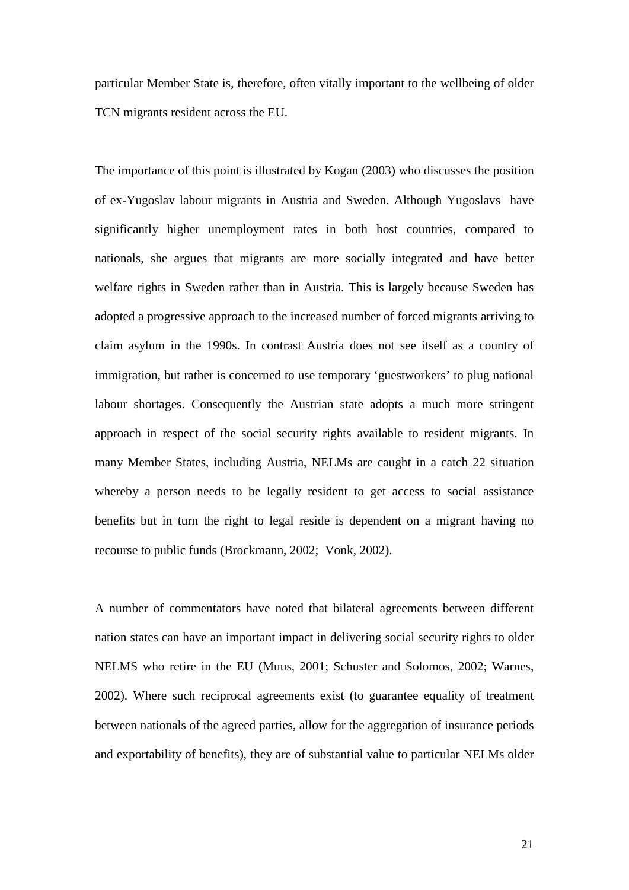particular Member State is, therefore, often vitally important to the wellbeing of older TCN migrants resident across the EU.

The importance of this point is illustrated by Kogan (2003) who discusses the position of ex-Yugoslav labour migrants in Austria and Sweden. Although Yugoslavs have significantly higher unemployment rates in both host countries, compared to nationals, she argues that migrants are more socially integrated and have better welfare rights in Sweden rather than in Austria. This is largely because Sweden has adopted a progressive approach to the increased number of forced migrants arriving to claim asylum in the 1990s. In contrast Austria does not see itself as a country of immigration, but rather is concerned to use temporary 'guestworkers' to plug national labour shortages. Consequently the Austrian state adopts a much more stringent approach in respect of the social security rights available to resident migrants. In many Member States, including Austria, NELMs are caught in a catch 22 situation whereby a person needs to be legally resident to get access to social assistance benefits but in turn the right to legal reside is dependent on a migrant having no recourse to public funds (Brockmann, 2002; Vonk, 2002).

A number of commentators have noted that bilateral agreements between different nation states can have an important impact in delivering social security rights to older NELMS who retire in the EU (Muus, 2001; Schuster and Solomos, 2002; Warnes, 2002). Where such reciprocal agreements exist (to guarantee equality of treatment between nationals of the agreed parties, allow for the aggregation of insurance periods and exportability of benefits), they are of substantial value to particular NELMs older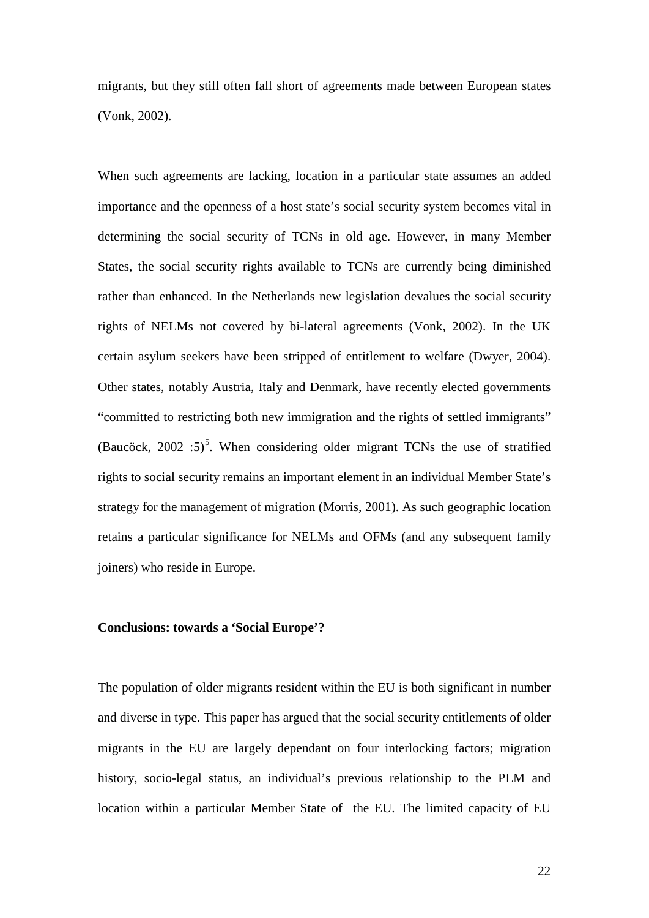migrants, but they still often fall short of agreements made between European states (Vonk, 2002).

When such agreements are lacking, location in a particular state assumes an added importance and the openness of a host state's social security system becomes vital in determining the social security of TCNs in old age. However, in many Member States, the social security rights available to TCNs are currently being diminished rather than enhanced. In the Netherlands new legislation devalues the social security rights of NELMs not covered by bi-lateral agreements (Vonk, 2002). In the UK certain asylum seekers have been stripped of entitlement to welfare (Dwyer, 2004). Other states, notably Austria, Italy and Denmark, have recently elected governments "committed to restricting both new immigration and the rights of settled immigrants" (Baucöck, 2002 :5)[5]. When considering older migrant TCNs the use of stratified rights to social security remains an important element in an individual Member State's strategy for the management of migration (Morris, 2001). As such geographic location retains a particular significance for NELMs and OFMs (and any subsequent family joiners) who reside in Europe.

**Conclusions: towards a 'Social Europe'?**

The population of older migrants resident within the EU is both significant in number and diverse in type. This paper has argued that the social security entitlements of older migrants in the EU are largely dependant on four interlocking factors; migration history, socio-legal status, an individual's previous relationship to the PLM and location within a particular Member State of the EU. The limited capacity of EU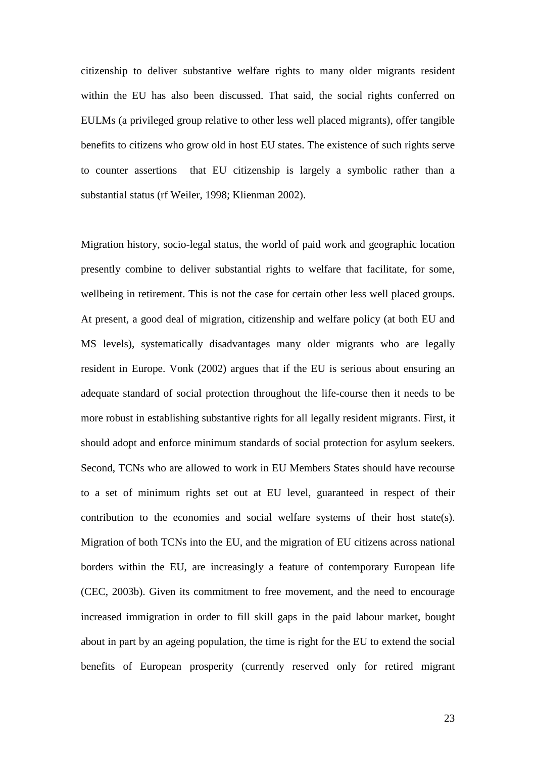citizenship to deliver substantive welfare rights to many older migrants resident within the EU has also been discussed. That said, the social rights conferred on EULMs (a privileged group relative to other less well placed migrants), offer tangible benefits to citizens who grow old in host EU states. The existence of such rights serve to counter assertions that EU citizenship is largely a symbolic rather than a substantial status (rf Weiler, 1998; Klienman 2002).

Migration history, socio-legal status, the world of paid work and geographic location presently combine to deliver substantial rights to welfare that facilitate, for some, wellbeing in retirement. This is not the case for certain other less well placed groups. At present, a good deal of migration, citizenship and welfare policy (at both EU and MS levels), systematically disadvantages many older migrants who are legally resident in Europe. Vonk (2002) argues that if the EU is serious about ensuring an adequate standard of social protection throughout the life-course then it needs to be more robust in establishing substantive rights for all legally resident migrants. First, it should adopt and enforce minimum standards of social protection for asylum seekers. Second, TCNs who are allowed to work in EU Members States should have recourse to a set of minimum rights set out at EU level, guaranteed in respect of their contribution to the economies and social welfare systems of their host state(s). Migration of both TCNs into the EU, and the migration of EU citizens across national borders within the EU, are increasingly a feature of contemporary European life (CEC, 2003b). Given its commitment to free movement, and the need to encourage increased immigration in order to fill skill gaps in the paid labour market, bought about in part by an ageing population, the time is right for the EU to extend the social benefits of European prosperity (currently reserved only for retired migrant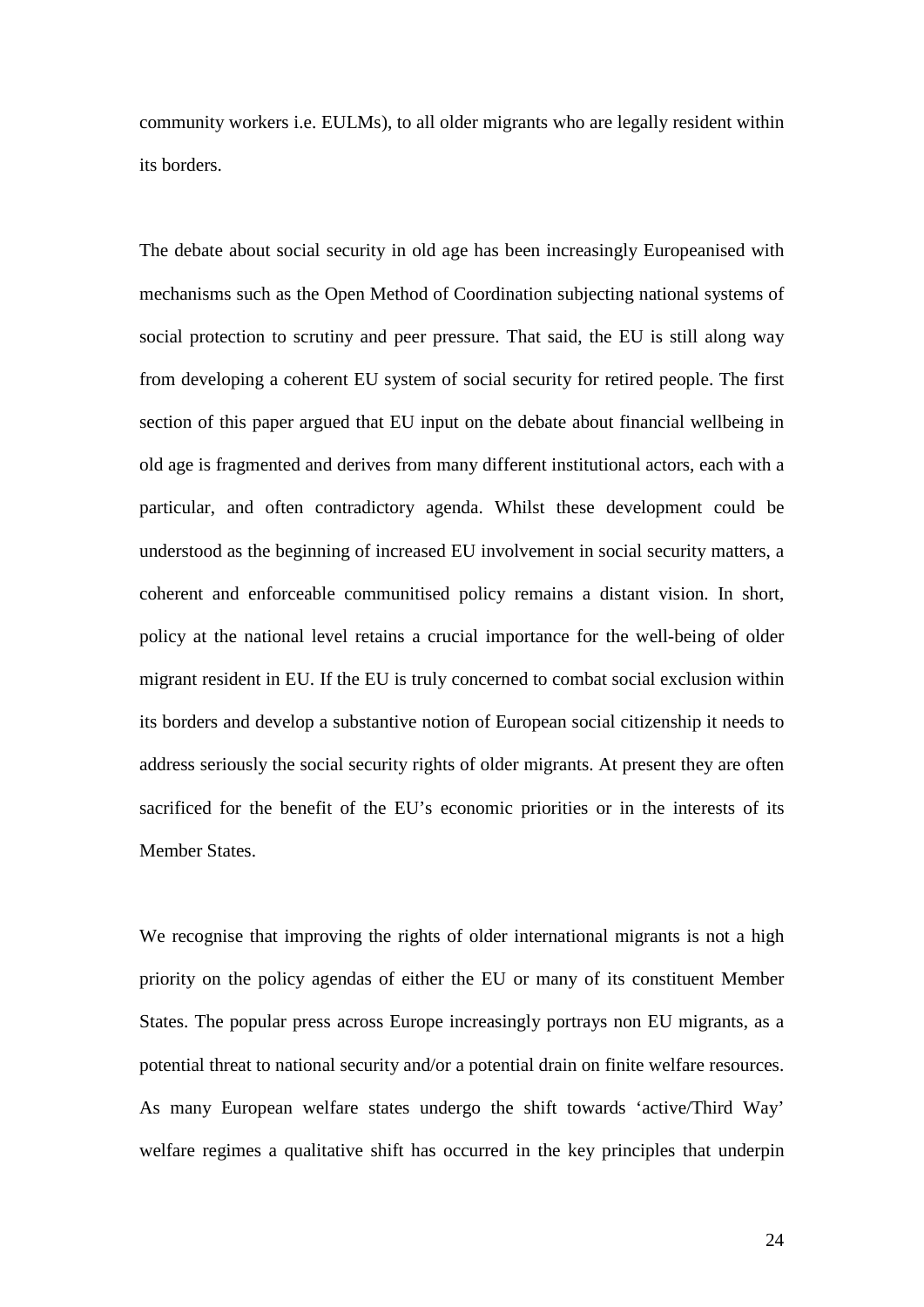community workers i.e. EULMs), to all older migrants who are legally resident within its borders.

The debate about social security in old age has been increasingly Europeanised with mechanisms such as the Open Method of Coordination subjecting national systems of social protection to scrutiny and peer pressure. That said, the EU is still along way from developing a coherent EU system of social security for retired people. The first section of this paper argued that EU input on the debate about financial wellbeing in old age is fragmented and derives from many different institutional actors, each with a particular, and often contradictory agenda. Whilst these development could be understood as the beginning of increased EU involvement in social security matters, a coherent and enforceable communitised policy remains a distant vision. In short, policy at the national level retains a crucial importance for the well-being of older migrant resident in EU. If the EU is truly concerned to combat social exclusion within its borders and develop a substantive notion of European social citizenship it needs to address seriously the social security rights of older migrants. At present they are often sacrificed for the benefit of the EU's economic priorities or in the interests of its Member States.

We recognise that improving the rights of older international migrants is not a high priority on the policy agendas of either the EU or many of its constituent Member States. The popular press across Europe increasingly portrays non EU migrants, as a potential threat to national security and/or a potential drain on finite welfare resources. As many European welfare states undergo the shift towards 'active/Third Way' welfare regimes a qualitative shift has occurred in the key principles that underpin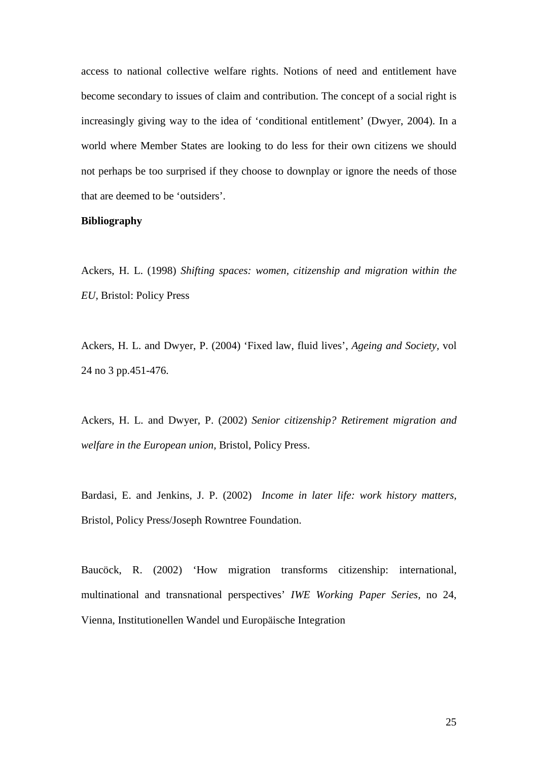access to national collective welfare rights. Notions of need and entitlement have become secondary to issues of claim and contribution. The concept of a social right is increasingly giving way to the idea of 'conditional entitlement' (Dwyer, 2004). In a world where Member States are looking to do less for their own citizens we should not perhaps be too surprised if they choose to downplay or ignore the needs of those that are deemed to be 'outsiders'.

**Bibliography**

Ackers, H. L. (1998) *Shifting spaces: women, citizenship and migration within the EU,* Bristol: Policy Press

Ackers, H. L. and Dwyer, P. (2004) 'Fixed law, fluid lives', *Ageing and Society,* vol 24 no 3 pp.451-476.

Ackers, H. L. and Dwyer, P. (2002) *Senior citizenship? Retirement migration and welfare in the European union,* Bristol, Policy Press.

Bardasi, E. and Jenkins, J. P. (2002) *Income in later life: work history matters,* Bristol, Policy Press/Joseph Rowntree Foundation.

Baucöck, R. (2002) 'How migration transforms citizenship: international, multinational and transnational perspectives' *IWE Working Paper Series,* no 24, Vienna, Institutionellen Wandel und Europäische Integration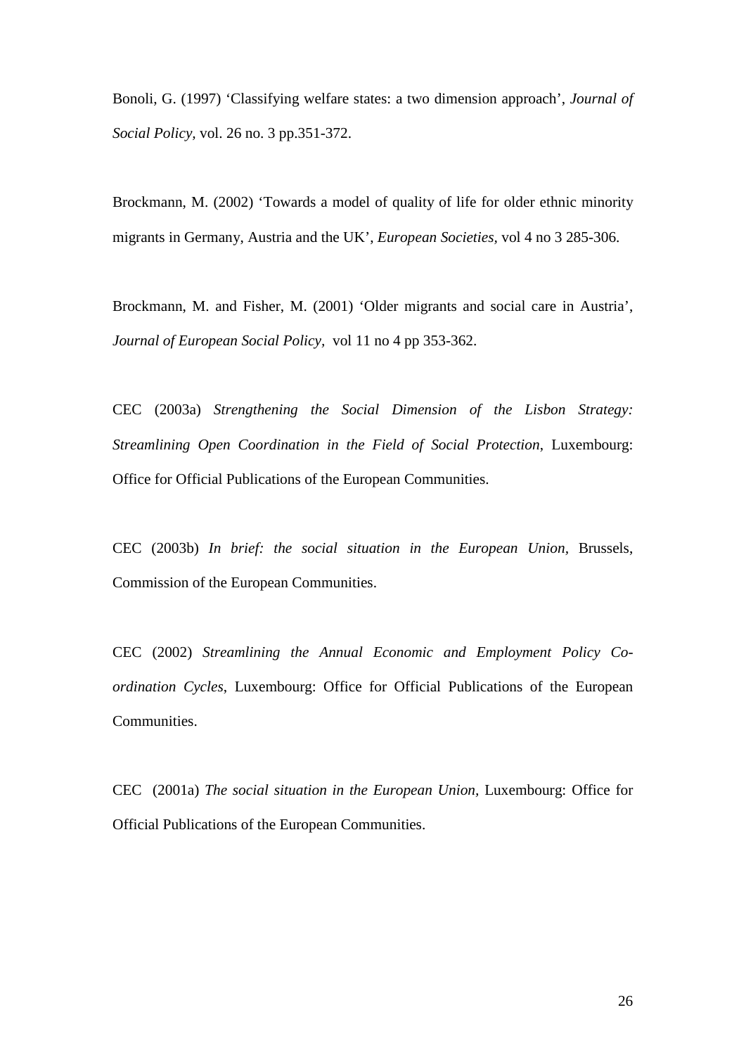Bonoli, G. (1997) 'Classifying welfare states: a two dimension approach', *Journal of Social Policy,* vol. 26 no. 3 pp.351-372.

Brockmann, M. (2002) 'Towards a model of quality of life for older ethnic minority migrants in Germany, Austria and the UK', *European Societies,* vol 4 no 3 285-306.

Brockmann, M. and Fisher, M. (2001) 'Older migrants and social care in Austria', *Journal of European Social Policy*, vol 11 no 4 pp 353-362.

CEC (2003a) *Strengthening the Social Dimension of the Lisbon Strategy: Streamlining Open Coordination in the Field of Social Protection*, Luxembourg: Office for Official Publications of the European Communities.

CEC (2003b) *In brief: the social situation in the European Union,* Brussels, Commission of the European Communities.

CEC (2002) *Streamlining the Annual Economic and Employment Policy Co-ordination Cycles*, Luxembourg: Office for Official Publications of the European Communities.

CEC (2001a) *The social situation in the European Union,* Luxembourg: Office for Official Publications of the European Communities.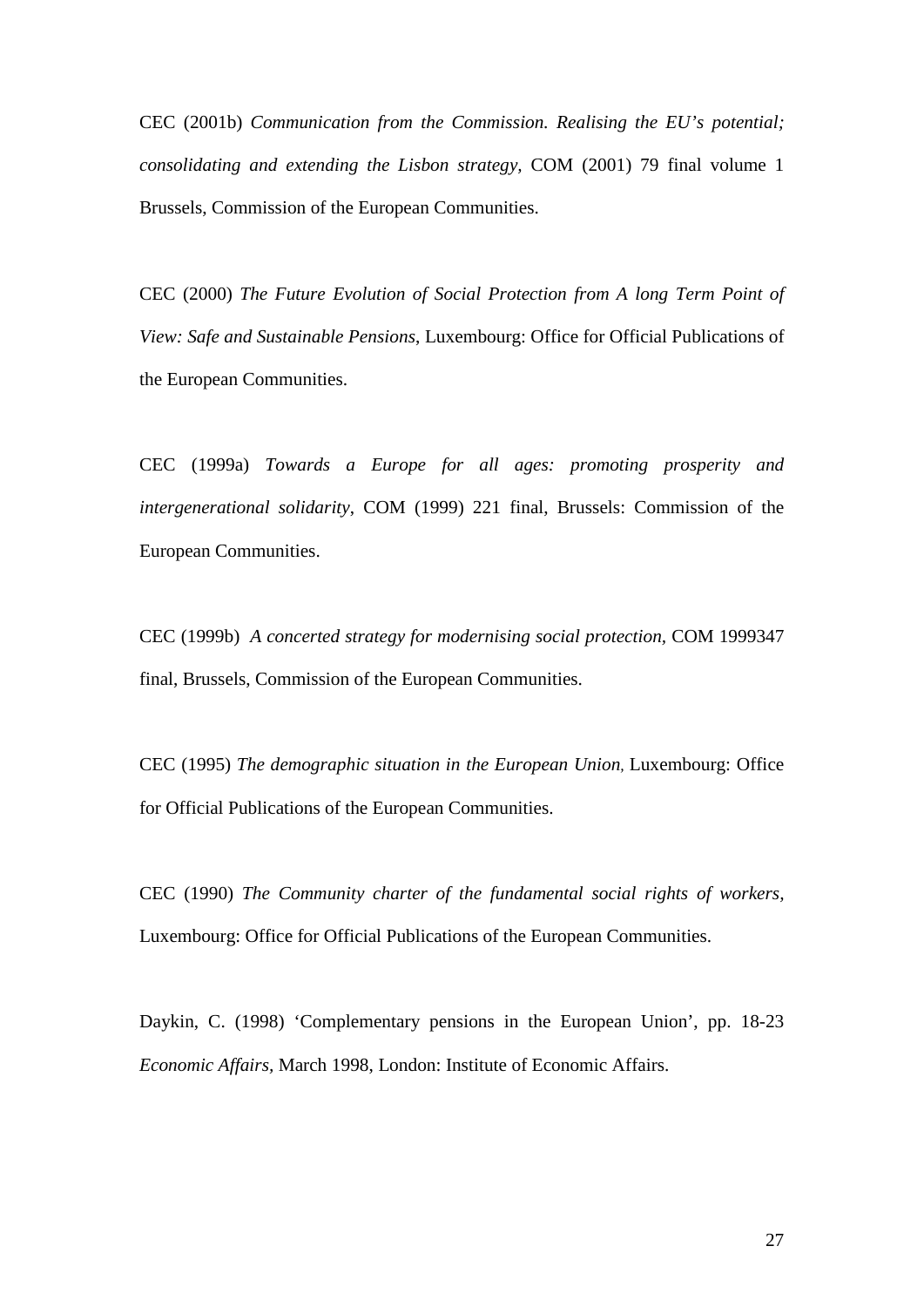CEC (2001b) *Communication from the Commission. Realising the EU's potential; consolidating and extending the Lisbon strategy*, COM (2001) 79 final volume 1 Brussels, Commission of the European Communities.

CEC (2000) *The Future Evolution of Social Protection from A long Term Point of View: Safe and Sustainable Pensions*, Luxembourg: Office for Official Publications of the European Communities.

CEC (1999a) *Towards a Europe for all ages: promoting prosperity and intergenerational solidarity*, COM (1999) 221 final, Brussels: Commission of the European Communities.

CEC (1999b) *A concerted strategy for modernising social protection*, COM 1999347 final, Brussels, Commission of the European Communities.

CEC (1995) *The demographic situation in the European Union*, Luxembourg: Office for Official Publications of the European Communities.

CEC (1990) *The Community charter of the fundamental social rights of workers*, Luxembourg: Office for Official Publications of the European Communities.

Daykin, C. (1998) 'Complementary pensions in the European Union', pp. 18-23 *Economic Affairs*, March 1998, London: Institute of Economic Affairs.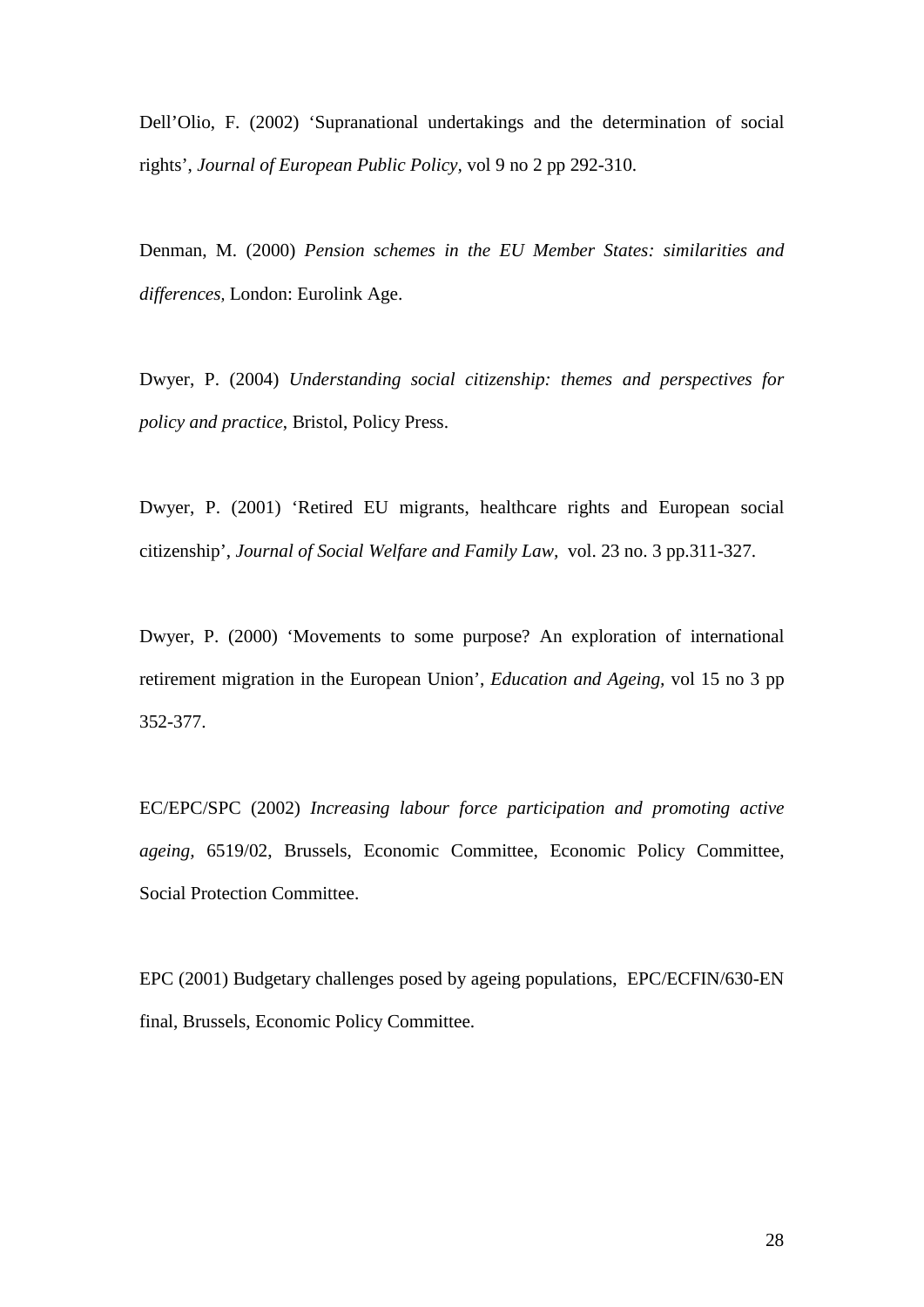Dell'Olio, F. (2002) 'Supranational undertakings and the determination of social rights', *Journal of European Public Policy*, vol 9 no 2 pp 292-310.

Denman, M. (2000) *Pension schemes in the EU Member States: similarities and differences,* London: Eurolink Age.

Dwyer, P. (2004) *Understanding social citizenship: themes and perspectives for policy and practice*, Bristol, Policy Press.

Dwyer, P. (2001) 'Retired EU migrants, healthcare rights and European social citizenship', *Journal of Social Welfare and Family Law,* vol. 23 no. 3 pp.311-327.

Dwyer, P. (2000) 'Movements to some purpose? An exploration of international retirement migration in the European Union', *Education and Ageing,* vol 15 no 3 pp 352-377.

EC/EPC/SPC (2002) *Increasing labour force participation and promoting active ageing,* 6519/02, Brussels, Economic Committee, Economic Policy Committee, Social Protection Committee.

EPC (2001) Budgetary challenges posed by ageing populations, EPC/ECFIN/630-EN final, Brussels, Economic Policy Committee.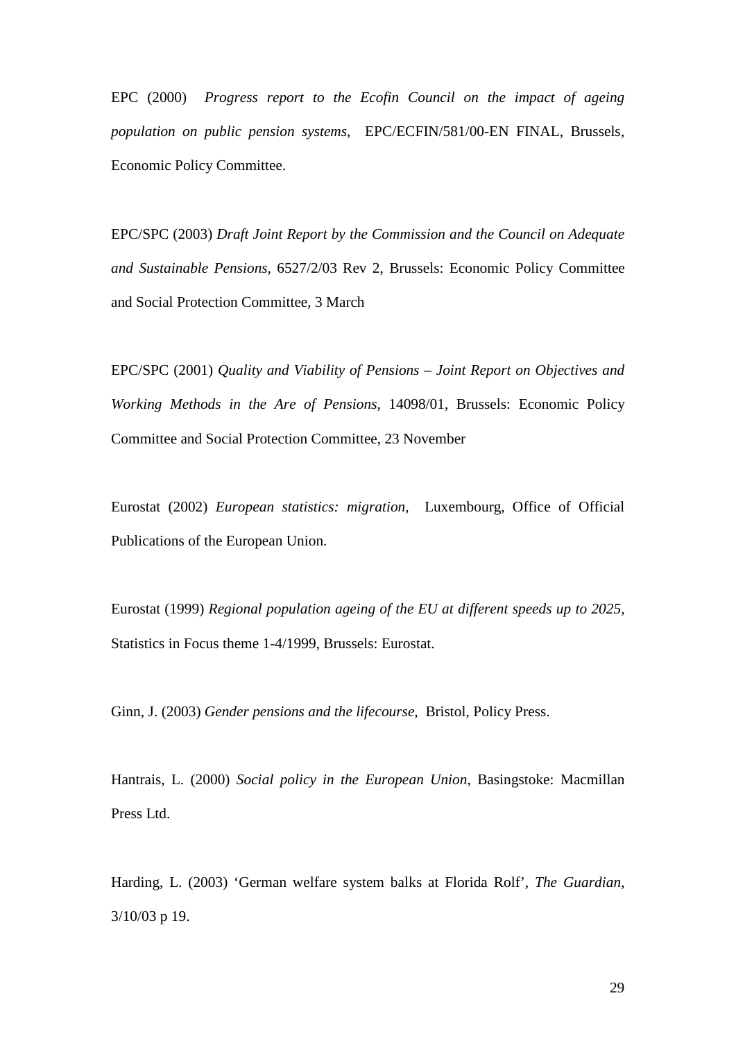EPC (2000) *Progress report to the Ecofin Council on the impact of ageing population on public pension systems*, EPC/ECFIN/581/00-EN FINAL, Brussels, Economic Policy Committee.

EPC/SPC (2003) *Draft Joint Report by the Commission and the Council on Adequate and Sustainable Pensions*, 6527/2/03 Rev 2, Brussels: Economic Policy Committee and Social Protection Committee, 3 March

EPC/SPC (2001) *Quality and Viability of Pensions – Joint Report on Objectives and Working Methods in the Are of Pensions*, 14098/01, Brussels: Economic Policy Committee and Social Protection Committee, 23 November

Eurostat (2002) *European statistics: migration*, Luxembourg, Office of Official Publications of the European Union.

Eurostat (1999) *Regional population ageing of the EU at different speeds up to 2025*, Statistics in Focus theme 1-4/1999, Brussels: Eurostat.

Ginn, J. (2003) *Gender pensions and the lifecourse*, Bristol, Policy Press.

Hantrais, L. (2000) *Social policy in the European Union*, Basingstoke: Macmillan Press Ltd.

Harding, L. (2003) 'German welfare system balks at Florida Rolf', *The Guardian*, 3/10/03 p 19.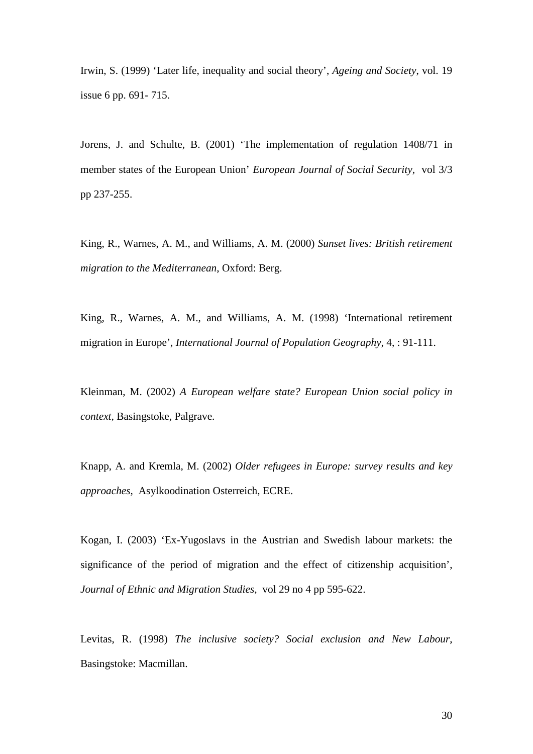Irwin, S. (1999) ‘Later life, inequality and social theory’, *Ageing and Society*, vol. 19 issue 6 pp. 691- 715.

Jorens, J. and Schulte, B. (2001) ‘The implementation of regulation 1408/71 in member states of the European Union’ *European Journal of Social Security,* vol 3/3 pp 237-255.

King, R., Warnes, A. M., and Williams, A. M. (2000) *Sunset lives: British retirement migration to the Mediterranean*, Oxford: Berg.

King, R., Warnes, A. M., and Williams, A. M. (1998) ‘International retirement migration in Europe’, *International Journal of Population Geography*, 4, : 91-111.

Kleinman, M. (2002) *A European welfare state? European Union social policy in context,* Basingstoke, Palgrave.

Knapp, A. and Kremla, M. (2002) *Older refugees in Europe: survey results and key approaches,* Asylkoodination Osterreich, ECRE.

Kogan, I. (2003) ‘Ex-Yugoslavs in the Austrian and Swedish labour markets: the significance of the period of migration and the effect of citizenship acquisition’, *Journal of Ethnic and Migration Studies,* vol 29 no 4 pp 595-622.

Levitas, R. (1998) *The inclusive society? Social exclusion and New Labour*, Basingstoke: Macmillan.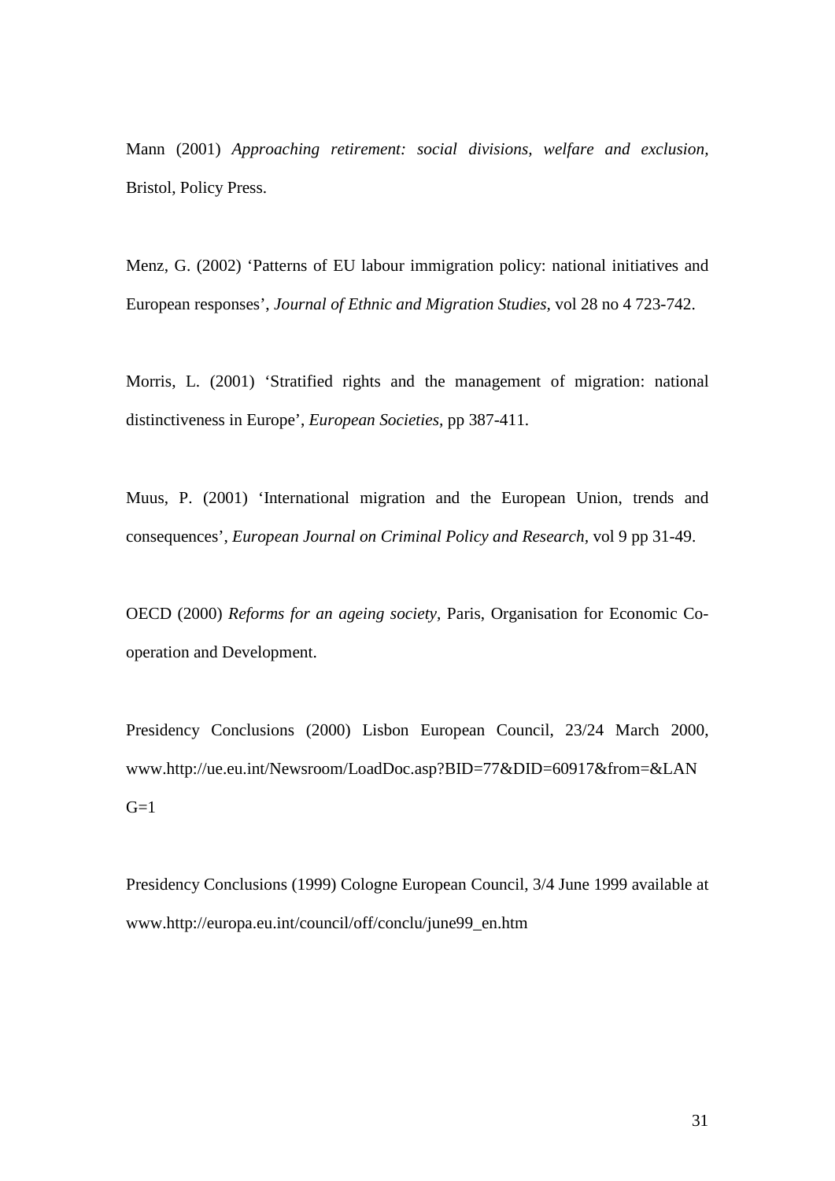Mann (2001) *Approaching retirement: social divisions, welfare and exclusion,* Bristol, Policy Press.

Menz, G. (2002) 'Patterns of EU labour immigration policy: national initiatives and European responses', *Journal of Ethnic and Migration Studies*, vol 28 no 4 723-742.

Morris, L. (2001) 'Stratified rights and the management of migration: national distinctiveness in Europe', *European Societies,* pp 387-411.

Muus, P. (2001) 'International migration and the European Union, trends and consequences', *European Journal on Criminal Policy and Research*, vol 9 pp 31-49.

OECD (2000) *Reforms for an ageing society,* Paris, Organisation for Economic Co-operation and Development.

Presidency Conclusions (2000) Lisbon European Council, 23/24 March 2000, www.http://ue.eu.int/Newsroom/LoadDoc.asp?BID=77&DID=60917&from=&LANG=1

Presidency Conclusions (1999) Cologne European Council, 3/4 June 1999 available at www.http://europa.eu.int/council/off/conclu/june99_en.htm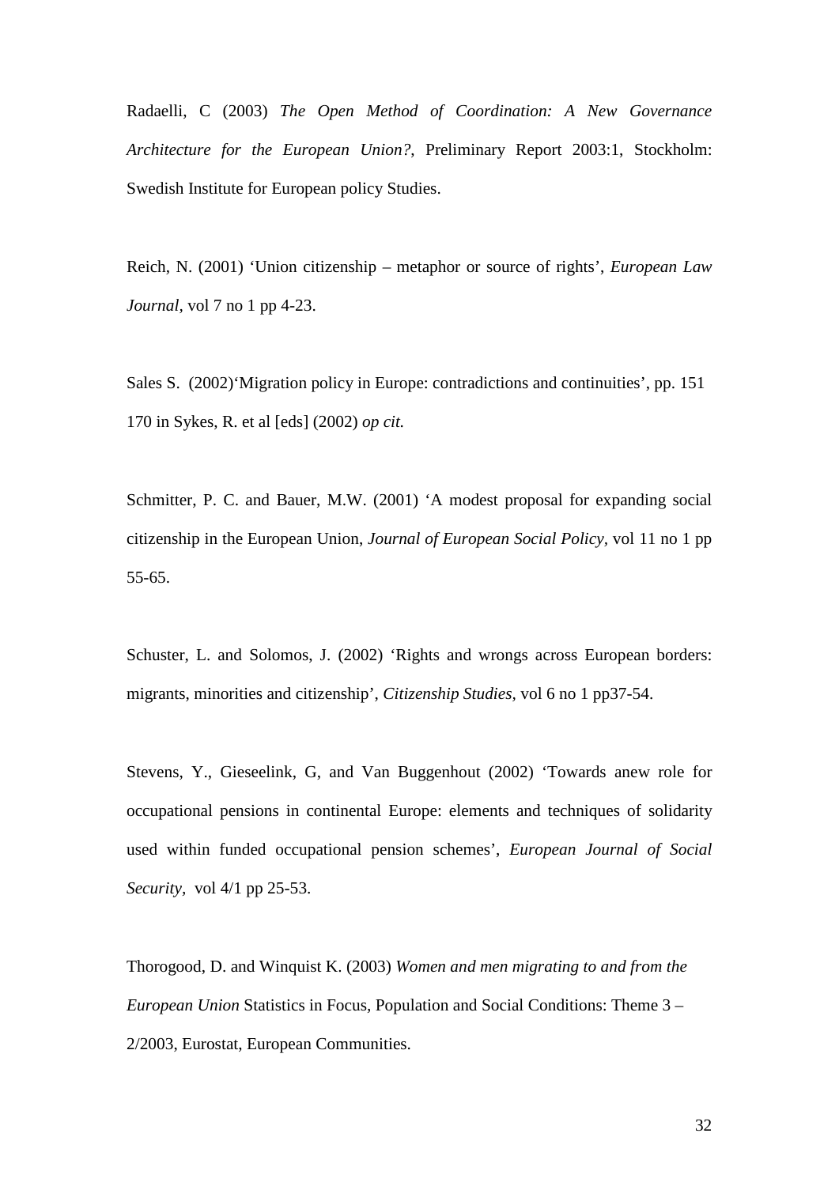Radaelli, C (2003) *The Open Method of Coordination: A New Governance Architecture for the European Union?*, Preliminary Report 2003:1, Stockholm: Swedish Institute for European policy Studies.

Reich, N. (2001) 'Union citizenship – metaphor or source of rights', *European Law Journal*, vol 7 no 1 pp 4-23.

Sales S. (2002)'Migration policy in Europe: contradictions and continuities', pp. 151 170 in Sykes, R. et al [eds] (2002) *op cit.*

Schmitter, P. C. and Bauer, M.W. (2001) 'A modest proposal for expanding social citizenship in the European Union, *Journal of European Social Policy*, vol 11 no 1 pp 55-65.

Schuster, L. and Solomos, J. (2002) 'Rights and wrongs across European borders: migrants, minorities and citizenship', *Citizenship Studies*, vol 6 no 1 pp37-54.

Stevens, Y., Gieseelink, G, and Van Buggenhout (2002) 'Towards anew role for occupational pensions in continental Europe: elements and techniques of solidarity used within funded occupational pension schemes', *European Journal of Social Security*, vol 4/1 pp 25-53.

Thorogood, D. and Winquist K. (2003) *Women and men migrating to and from the European Union* Statistics in Focus, Population and Social Conditions: Theme 3 – 2/2003, Eurostat, European Communities.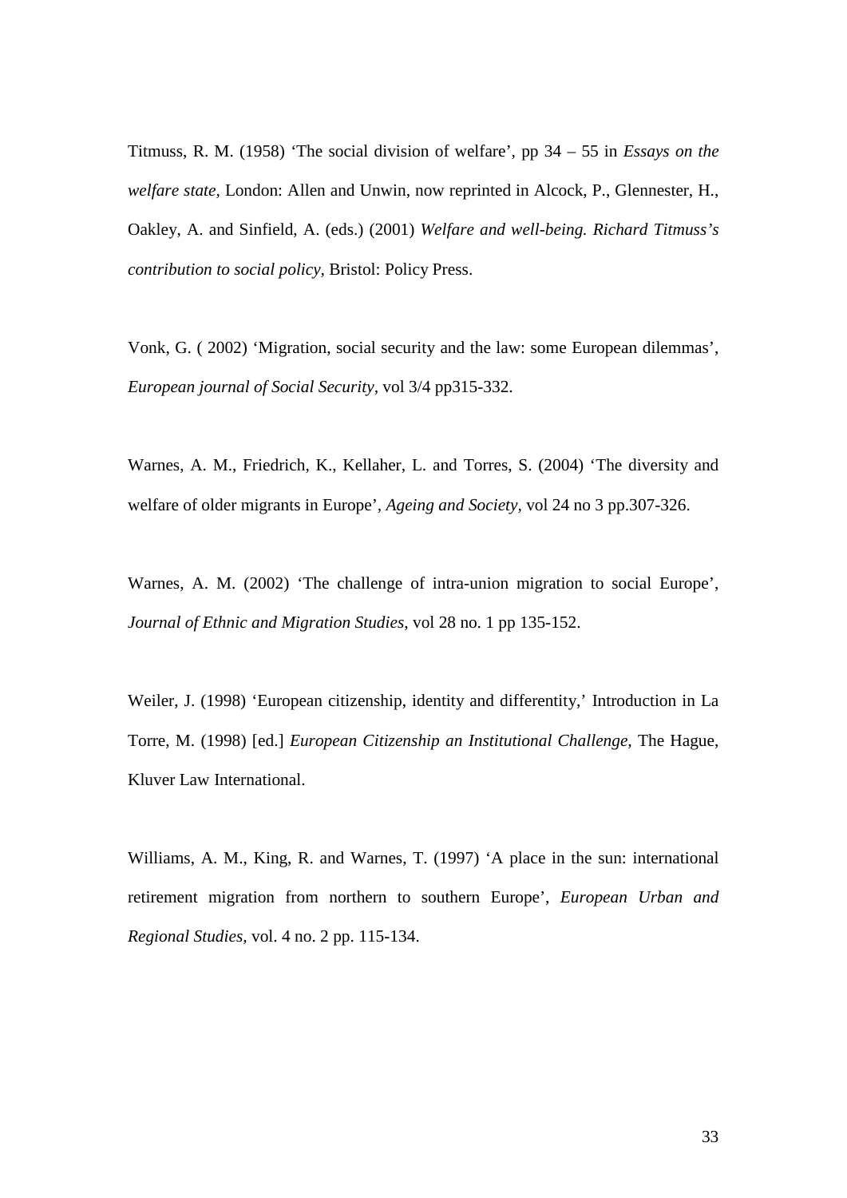Titmuss, R. M. (1958) ‘The social division of welfare’, pp 34 – 55 in *Essays on the welfare state*, London: Allen and Unwin, now reprinted in Alcock, P., Glennester, H., Oakley, A. and Sinfield, A. (eds.) (2001) *Welfare and well-being. Richard Titmuss’s contribution to social policy*, Bristol: Policy Press.

Vonk, G. ( 2002) ‘Migration, social security and the law: some European dilemmas’, *European journal of Social Security*, vol 3/4 pp315-332.

Warnes, A. M., Friedrich, K., Kellaher, L. and Torres, S. (2004) ‘The diversity and welfare of older migrants in Europe’, *Ageing and Society,* vol 24 no 3 pp.307-326.

Warnes, A. M. (2002) ‘The challenge of intra-union migration to social Europe’, *Journal of Ethnic and Migration Studies*, vol 28 no. 1 pp 135-152.

Weiler, J. (1998) ‘European citizenship, identity and differentity,’ Introduction in La Torre, M. (1998) [ed.] *European Citizenship an Institutional Challenge,* The Hague, Kluver Law International.

Williams, A. M., King, R. and Warnes, T. (1997) ‘A place in the sun: international retirement migration from northern to southern Europe’, *European Urban and Regional Studies*, vol. 4 no. 2 pp. 115-134.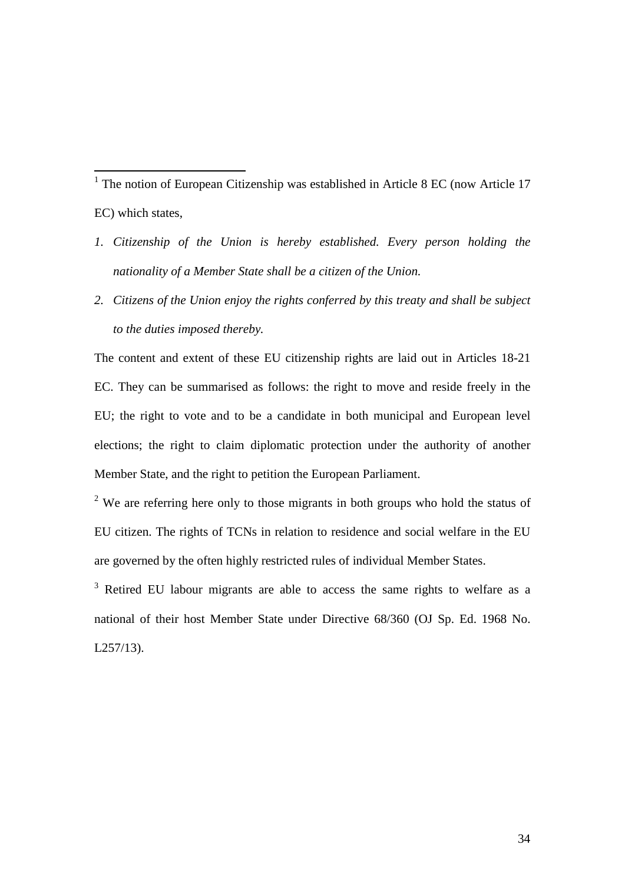[1] The notion of European Citizenship was established in Article 8 EC (now Article 17 EC) which states,

1. *Citizenship of the Union is hereby established. Every person holding the nationality of a Member State shall be a citizen of the Union.*
2. *Citizens of the Union enjoy the rights conferred by this treaty and shall be subject to the duties imposed thereby.*

The content and extent of these EU citizenship rights are laid out in Articles 18-21 EC. They can be summarised as follows: the right to move and reside freely in the EU; the right to vote and to be a candidate in both municipal and European level elections; the right to claim diplomatic protection under the authority of another Member State, and the right to petition the European Parliament.

[2] We are referring here only to those migrants in both groups who hold the status of EU citizen. The rights of TCNs in relation to residence and social welfare in the EU are governed by the often highly restricted rules of individual Member States.

[3] Retired EU labour migrants are able to access the same rights to welfare as a national of their host Member State under Directive 68/360 (OJ Sp. Ed. 1968 No. L257/13).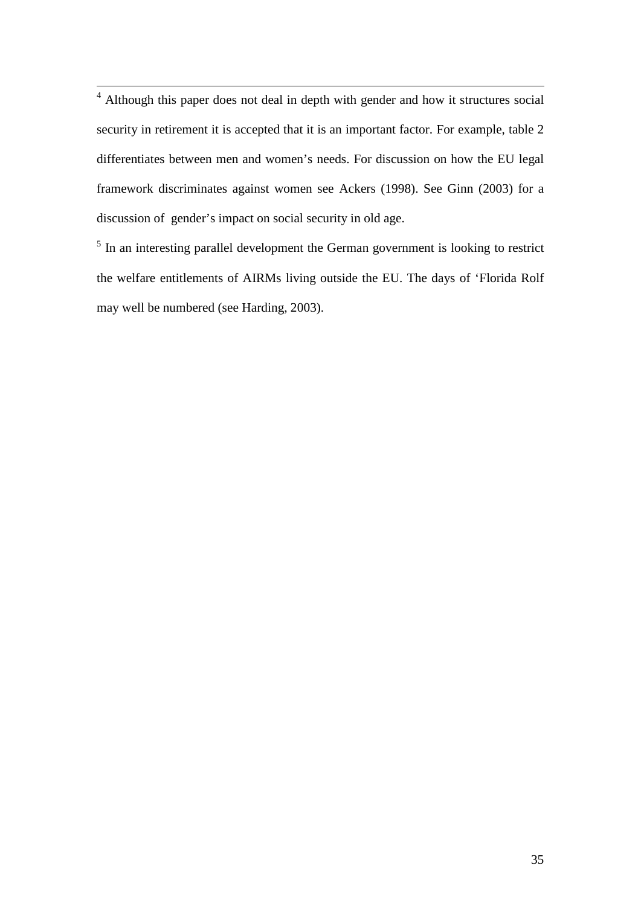[4] Although this paper does not deal in depth with gender and how it structures social security in retirement it is accepted that it is an important factor. For example, table 2 differentiates between men and women's needs. For discussion on how the EU legal framework discriminates against women see Ackers (1998). See Ginn (2003) for a discussion of gender's impact on social security in old age.

[5] In an interesting parallel development the German government is looking to restrict the welfare entitlements of AIRMs living outside the EU. The days of 'Florida Rolf may well be numbered (see Harding, 2003).